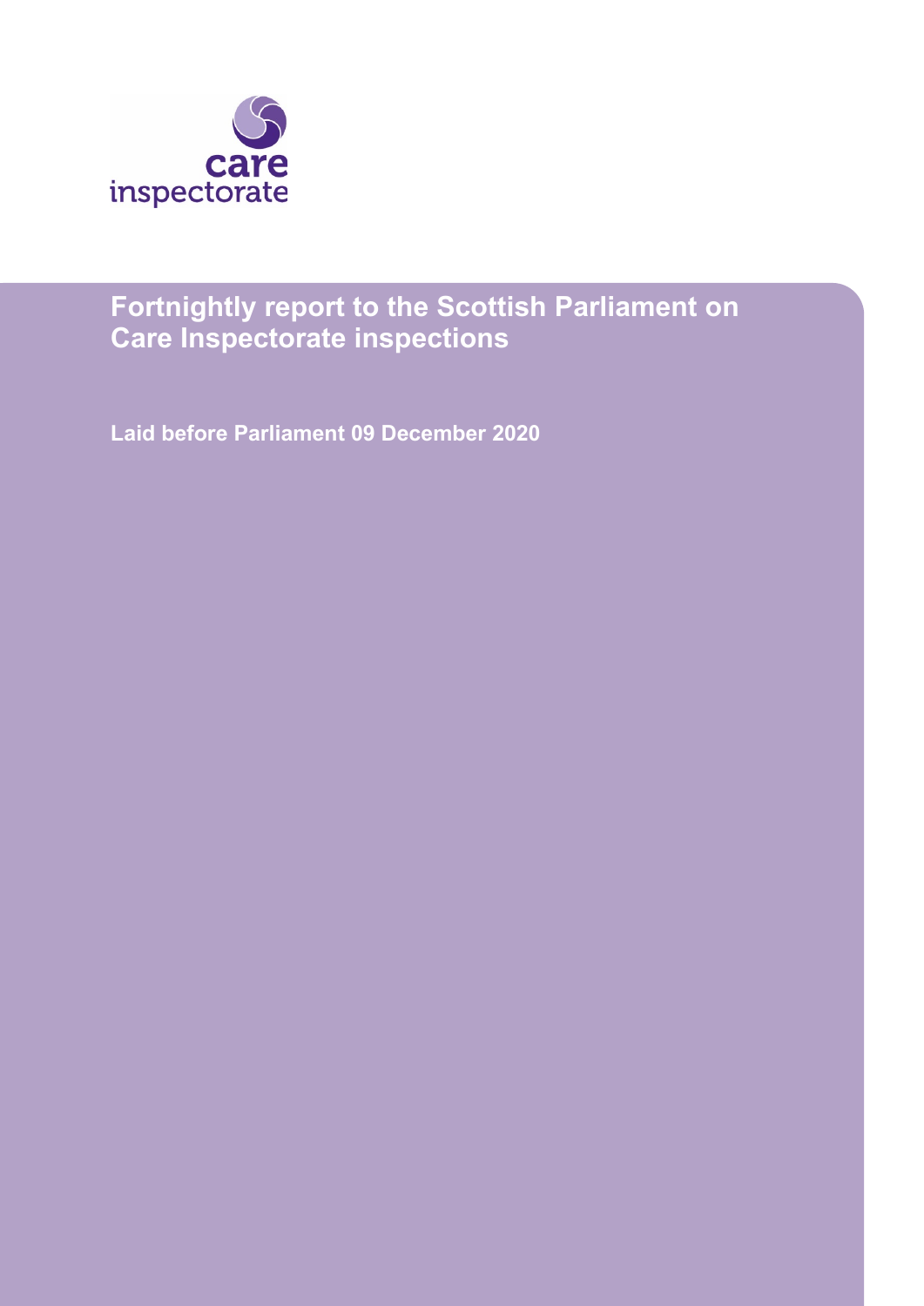care inspectorate

# Fortnightly report to the Scottish Parliament on Care Inspectorate inspections

**Laid before Parliament 09 December 2020**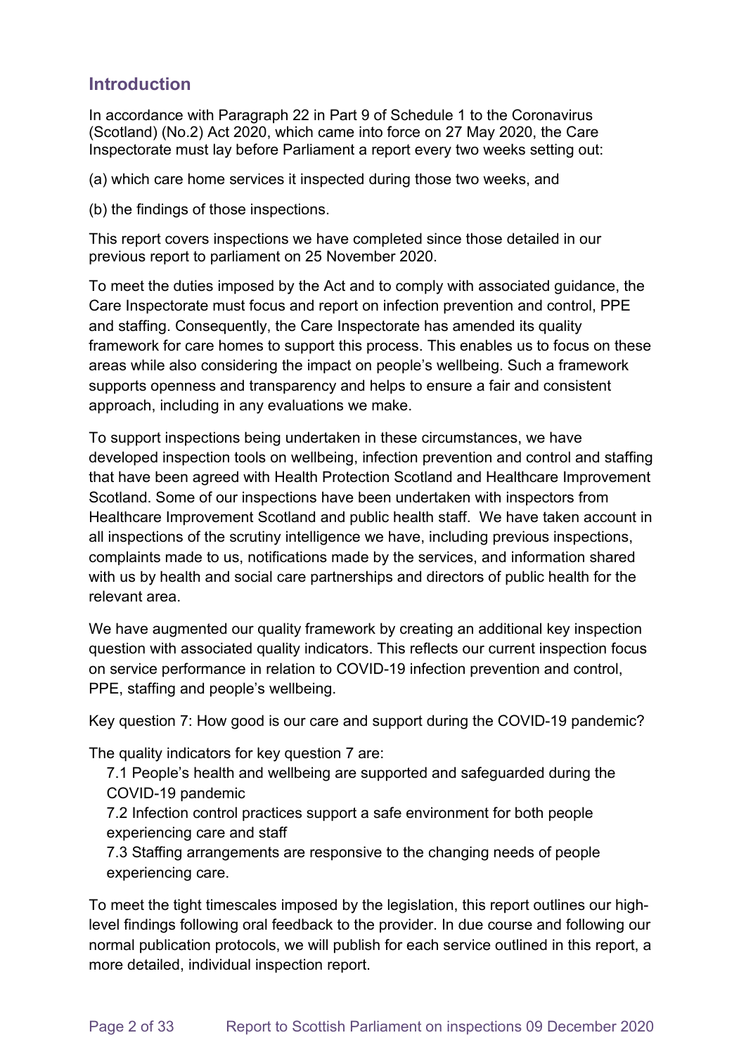## Introduction

In accordance with Paragraph 22 in Part 9 of Schedule 1 to the Coronavirus (Scotland) (No.2) Act 2020, which came into force on 27 May 2020, the Care Inspectorate must lay before Parliament a report every two weeks setting out:

(a) which care home services it inspected during those two weeks, and

(b) the findings of those inspections.

This report covers inspections we have completed since those detailed in our previous report to parliament on 25 November 2020.

To meet the duties imposed by the Act and to comply with associated guidance, the Care Inspectorate must focus and report on infection prevention and control, PPE and staffing. Consequently, the Care Inspectorate has amended its quality framework for care homes to support this process. This enables us to focus on these areas while also considering the impact on people's wellbeing. Such a framework supports openness and transparency and helps to ensure a fair and consistent approach, including in any evaluations we make.

To support inspections being undertaken in these circumstances, we have developed inspection tools on wellbeing, infection prevention and control and staffing that have been agreed with Health Protection Scotland and Healthcare Improvement Scotland. Some of our inspections have been undertaken with inspectors from Healthcare Improvement Scotland and public health staff. We have taken account in all inspections of the scrutiny intelligence we have, including previous inspections, complaints made to us, notifications made by the services, and information shared with us by health and social care partnerships and directors of public health for the relevant area.

We have augmented our quality framework by creating an additional key inspection question with associated quality indicators. This reflects our current inspection focus on service performance in relation to COVID-19 infection prevention and control, PPE, staffing and people's wellbeing.

Key question 7: How good is our care and support during the COVID-19 pandemic?

The quality indicators for key question 7 are:

7.1 People's health and wellbeing are supported and safeguarded during the COVID-19 pandemic

7.2 Infection control practices support a safe environment for both people experiencing care and staff

7.3 Staffing arrangements are responsive to the changing needs of people experiencing care.

To meet the tight timescales imposed by the legislation, this report outlines our high-level findings following oral feedback to the provider. In due course and following our normal publication protocols, we will publish for each service outlined in this report, a more detailed, individual inspection report.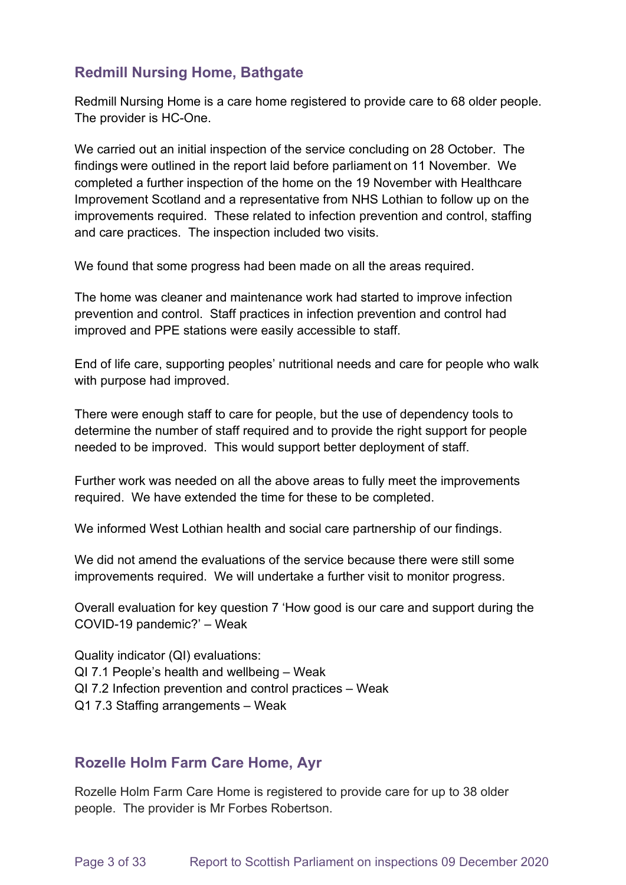## Redmill Nursing Home, Bathgate

Redmill Nursing Home is a care home registered to provide care to 68 older people. The provider is HC-One.

We carried out an initial inspection of the service concluding on 28 October. The findings were outlined in the report laid before parliament on 11 November. We completed a further inspection of the home on the 19 November with Healthcare Improvement Scotland and a representative from NHS Lothian to follow up on the improvements required. These related to infection prevention and control, staffing and care practices. The inspection included two visits.

We found that some progress had been made on all the areas required.

The home was cleaner and maintenance work had started to improve infection prevention and control. Staff practices in infection prevention and control had improved and PPE stations were easily accessible to staff.

End of life care, supporting peoples' nutritional needs and care for people who walk with purpose had improved.

There were enough staff to care for people, but the use of dependency tools to determine the number of staff required and to provide the right support for people needed to be improved. This would support better deployment of staff.

Further work was needed on all the above areas to fully meet the improvements required. We have extended the time for these to be completed.

We informed West Lothian health and social care partnership of our findings.

We did not amend the evaluations of the service because there were still some improvements required. We will undertake a further visit to monitor progress.

Overall evaluation for key question 7 'How good is our care and support during the COVID-19 pandemic?' – Weak

Quality indicator (QI) evaluations:
QI 7.1 People's health and wellbeing – Weak
QI 7.2 Infection prevention and control practices – Weak
Q1 7.3 Staffing arrangements – Weak

## Rozelle Holm Farm Care Home, Ayr

Rozelle Holm Farm Care Home is registered to provide care for up to 38 older people. The provider is Mr Forbes Robertson.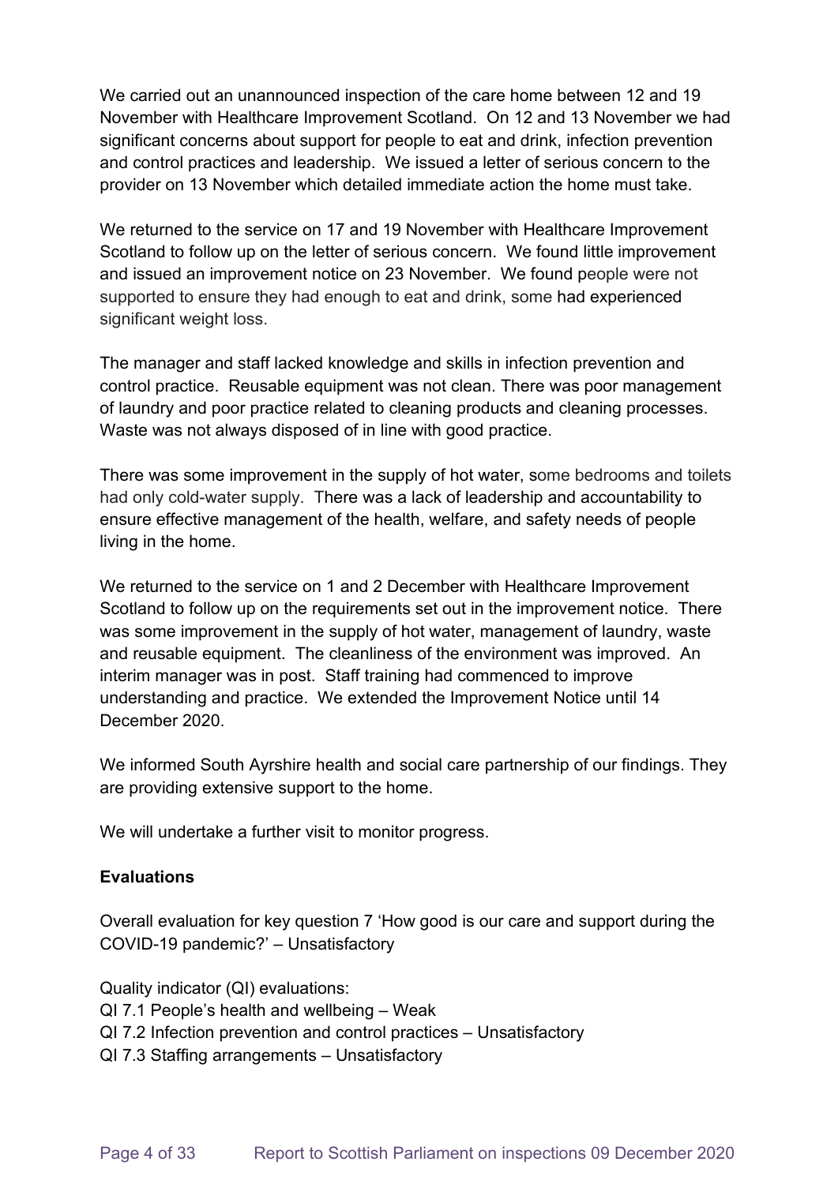We carried out an unannounced inspection of the care home between 12 and 19 November with Healthcare Improvement Scotland. On 12 and 13 November we had significant concerns about support for people to eat and drink, infection prevention and control practices and leadership. We issued a letter of serious concern to the provider on 13 November which detailed immediate action the home must take.

We returned to the service on 17 and 19 November with Healthcare Improvement Scotland to follow up on the letter of serious concern. We found little improvement and issued an improvement notice on 23 November. We found people were not supported to ensure they had enough to eat and drink, some had experienced significant weight loss.

The manager and staff lacked knowledge and skills in infection prevention and control practice. Reusable equipment was not clean. There was poor management of laundry and poor practice related to cleaning products and cleaning processes. Waste was not always disposed of in line with good practice.

There was some improvement in the supply of hot water, some bedrooms and toilets had only cold-water supply. There was a lack of leadership and accountability to ensure effective management of the health, welfare, and safety needs of people living in the home.

We returned to the service on 1 and 2 December with Healthcare Improvement Scotland to follow up on the requirements set out in the improvement notice. There was some improvement in the supply of hot water, management of laundry, waste and reusable equipment. The cleanliness of the environment was improved. An interim manager was in post. Staff training had commenced to improve understanding and practice. We extended the Improvement Notice until 14 December 2020.

We informed South Ayrshire health and social care partnership of our findings. They are providing extensive support to the home.

We will undertake a further visit to monitor progress.

**Evaluations**

Overall evaluation for key question 7 'How good is our care and support during the COVID-19 pandemic?' – Unsatisfactory

Quality indicator (QI) evaluations:
QI 7.1 People's health and wellbeing – Weak
QI 7.2 Infection prevention and control practices – Unsatisfactory
QI 7.3 Staffing arrangements – Unsatisfactory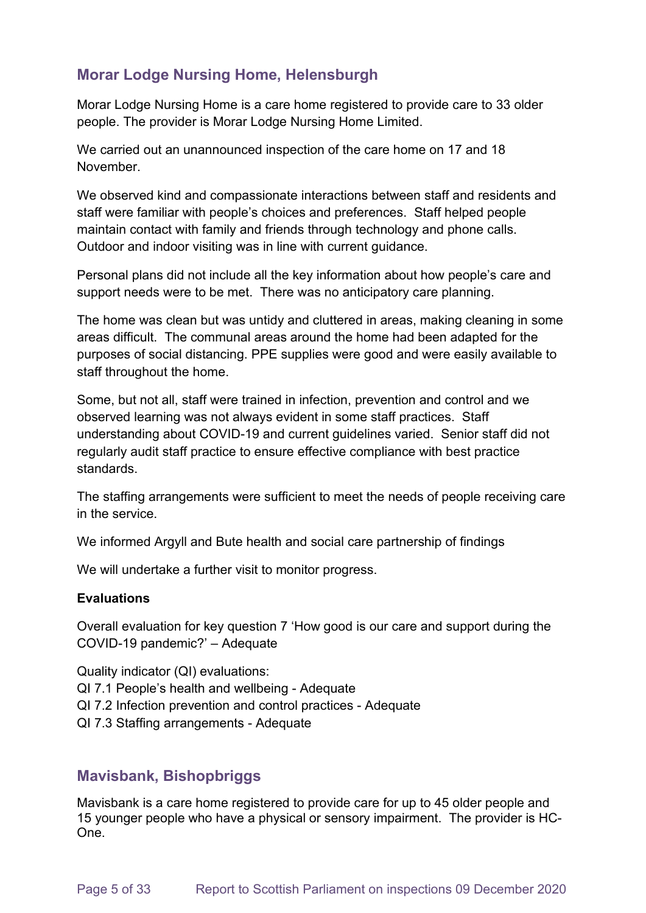## Morar Lodge Nursing Home, Helensburgh

Morar Lodge Nursing Home is a care home registered to provide care to 33 older people. The provider is Morar Lodge Nursing Home Limited.

We carried out an unannounced inspection of the care home on 17 and 18 November.

We observed kind and compassionate interactions between staff and residents and staff were familiar with people's choices and preferences. Staff helped people maintain contact with family and friends through technology and phone calls. Outdoor and indoor visiting was in line with current guidance.

Personal plans did not include all the key information about how people's care and support needs were to be met. There was no anticipatory care planning.

The home was clean but was untidy and cluttered in areas, making cleaning in some areas difficult. The communal areas around the home had been adapted for the purposes of social distancing. PPE supplies were good and were easily available to staff throughout the home.

Some, but not all, staff were trained in infection, prevention and control and we observed learning was not always evident in some staff practices. Staff understanding about COVID-19 and current guidelines varied. Senior staff did not regularly audit staff practice to ensure effective compliance with best practice standards.

The staffing arrangements were sufficient to meet the needs of people receiving care in the service.

We informed Argyll and Bute health and social care partnership of findings

We will undertake a further visit to monitor progress.

**Evaluations**

Overall evaluation for key question 7 'How good is our care and support during the COVID-19 pandemic?' – Adequate

Quality indicator (QI) evaluations:
QI 7.1 People's health and wellbeing - Adequate
QI 7.2 Infection prevention and control practices - Adequate
QI 7.3 Staffing arrangements - Adequate

## Mavisbank, Bishopbriggs

Mavisbank is a care home registered to provide care for up to 45 older people and 15 younger people who have a physical or sensory impairment. The provider is HC-One.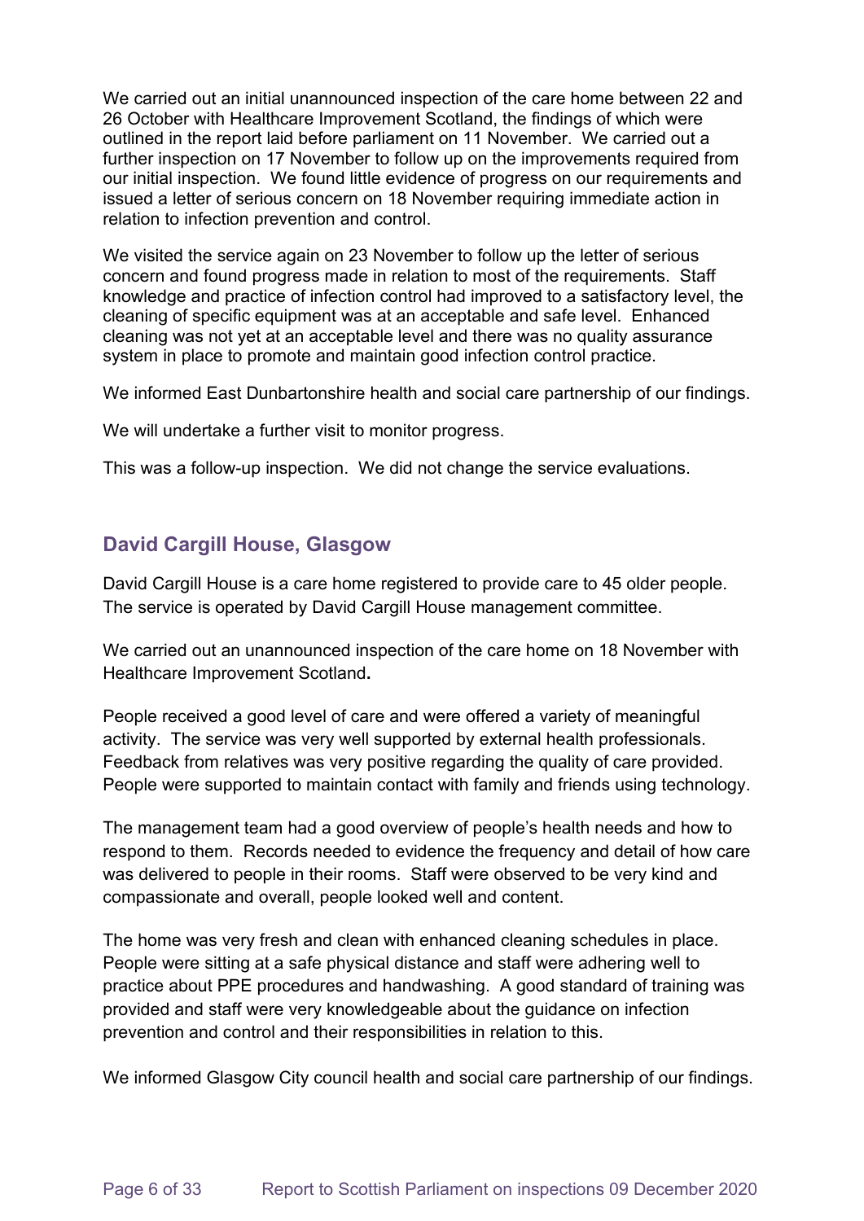We carried out an initial unannounced inspection of the care home between 22 and 26 October with Healthcare Improvement Scotland, the findings of which were outlined in the report laid before parliament on 11 November. We carried out a further inspection on 17 November to follow up on the improvements required from our initial inspection. We found little evidence of progress on our requirements and issued a letter of serious concern on 18 November requiring immediate action in relation to infection prevention and control.

We visited the service again on 23 November to follow up the letter of serious concern and found progress made in relation to most of the requirements. Staff knowledge and practice of infection control had improved to a satisfactory level, the cleaning of specific equipment was at an acceptable and safe level. Enhanced cleaning was not yet at an acceptable level and there was no quality assurance system in place to promote and maintain good infection control practice.

We informed East Dunbartonshire health and social care partnership of our findings.

We will undertake a further visit to monitor progress.

This was a follow-up inspection. We did not change the service evaluations.

## David Cargill House, Glasgow

David Cargill House is a care home registered to provide care to 45 older people. The service is operated by David Cargill House management committee.

We carried out an unannounced inspection of the care home on 18 November with Healthcare Improvement Scotland**.**

People received a good level of care and were offered a variety of meaningful activity. The service was very well supported by external health professionals. Feedback from relatives was very positive regarding the quality of care provided. People were supported to maintain contact with family and friends using technology.

The management team had a good overview of people's health needs and how to respond to them. Records needed to evidence the frequency and detail of how care was delivered to people in their rooms. Staff were observed to be very kind and compassionate and overall, people looked well and content.

The home was very fresh and clean with enhanced cleaning schedules in place. People were sitting at a safe physical distance and staff were adhering well to practice about PPE procedures and handwashing. A good standard of training was provided and staff were very knowledgeable about the guidance on infection prevention and control and their responsibilities in relation to this.

We informed Glasgow City council health and social care partnership of our findings.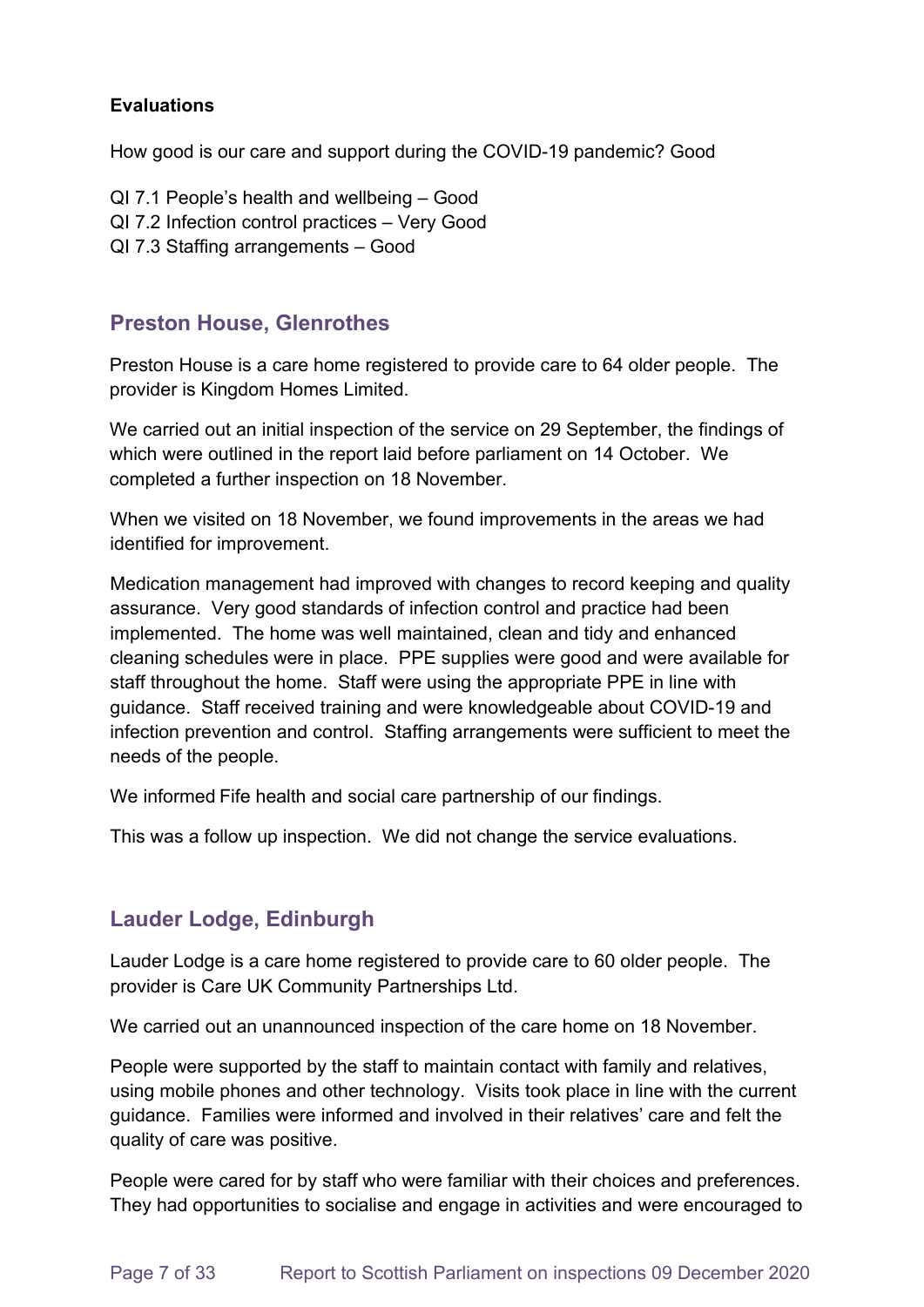**Evaluations**

How good is our care and support during the COVID-19 pandemic? Good

QI 7.1 People's health and wellbeing – Good
QI 7.2 Infection control practices – Very Good
QI 7.3 Staffing arrangements – Good

## Preston House, Glenrothes

Preston House is a care home registered to provide care to 64 older people. The provider is Kingdom Homes Limited.

We carried out an initial inspection of the service on 29 September, the findings of which were outlined in the report laid before parliament on 14 October. We completed a further inspection on 18 November.

When we visited on 18 November, we found improvements in the areas we had identified for improvement.

Medication management had improved with changes to record keeping and quality assurance. Very good standards of infection control and practice had been implemented. The home was well maintained, clean and tidy and enhanced cleaning schedules were in place. PPE supplies were good and were available for staff throughout the home. Staff were using the appropriate PPE in line with guidance. Staff received training and were knowledgeable about COVID-19 and infection prevention and control. Staffing arrangements were sufficient to meet the needs of the people.

We informed Fife health and social care partnership of our findings.

This was a follow up inspection. We did not change the service evaluations.

## Lauder Lodge, Edinburgh

Lauder Lodge is a care home registered to provide care to 60 older people. The provider is Care UK Community Partnerships Ltd.

We carried out an unannounced inspection of the care home on 18 November.

People were supported by the staff to maintain contact with family and relatives, using mobile phones and other technology. Visits took place in line with the current guidance. Families were informed and involved in their relatives' care and felt the quality of care was positive.

People were cared for by staff who were familiar with their choices and preferences. They had opportunities to socialise and engage in activities and were encouraged to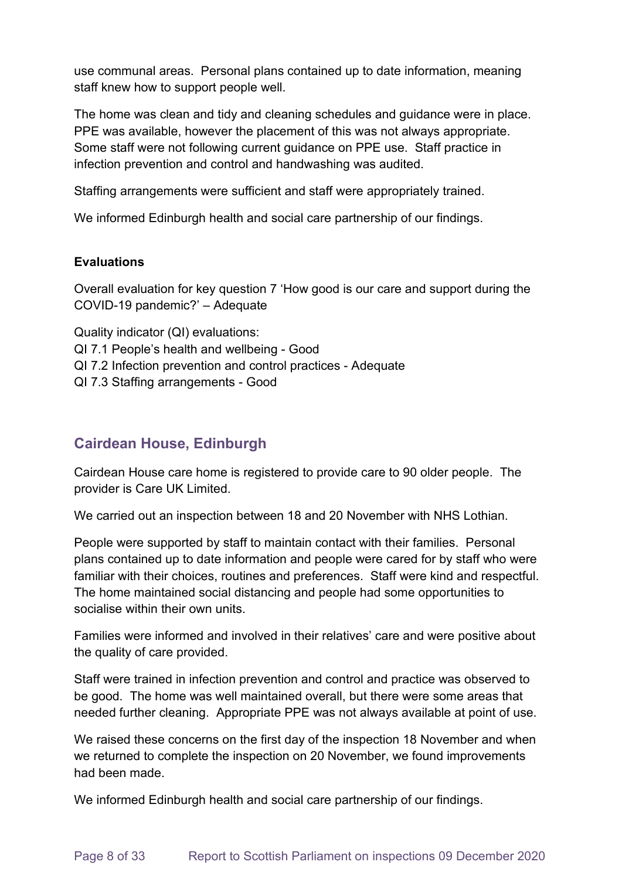use communal areas. Personal plans contained up to date information, meaning staff knew how to support people well.

The home was clean and tidy and cleaning schedules and guidance were in place. PPE was available, however the placement of this was not always appropriate. Some staff were not following current guidance on PPE use. Staff practice in infection prevention and control and handwashing was audited.

Staffing arrangements were sufficient and staff were appropriately trained.

We informed Edinburgh health and social care partnership of our findings.

**Evaluations**

Overall evaluation for key question 7 'How good is our care and support during the COVID-19 pandemic?' – Adequate

Quality indicator (QI) evaluations:
QI 7.1 People's health and wellbeing - Good
QI 7.2 Infection prevention and control practices - Adequate
QI 7.3 Staffing arrangements - Good

## Cairdean House, Edinburgh

Cairdean House care home is registered to provide care to 90 older people. The provider is Care UK Limited.

We carried out an inspection between 18 and 20 November with NHS Lothian.

People were supported by staff to maintain contact with their families. Personal plans contained up to date information and people were cared for by staff who were familiar with their choices, routines and preferences. Staff were kind and respectful. The home maintained social distancing and people had some opportunities to socialise within their own units.

Families were informed and involved in their relatives' care and were positive about the quality of care provided.

Staff were trained in infection prevention and control and practice was observed to be good. The home was well maintained overall, but there were some areas that needed further cleaning. Appropriate PPE was not always available at point of use.

We raised these concerns on the first day of the inspection 18 November and when we returned to complete the inspection on 20 November, we found improvements had been made.

We informed Edinburgh health and social care partnership of our findings.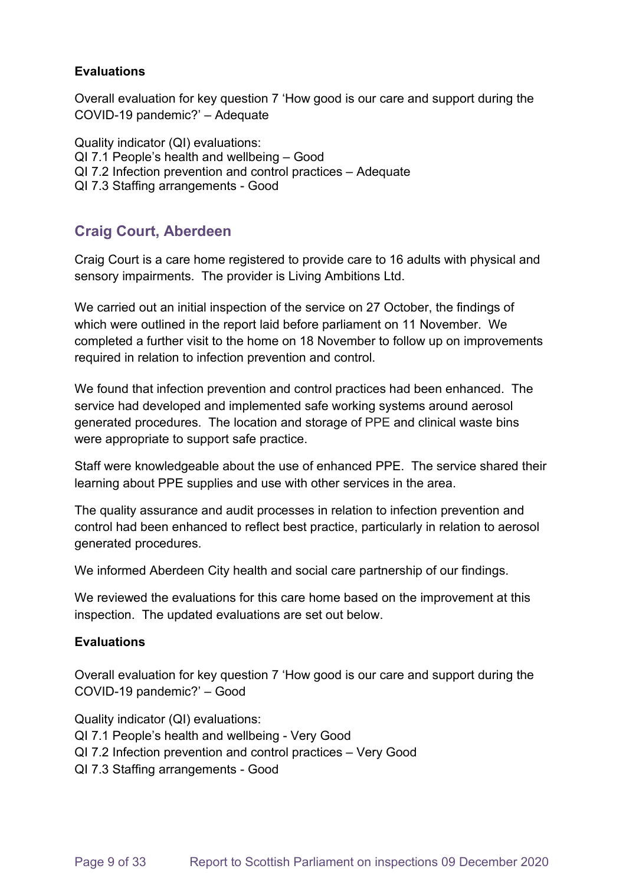**Evaluations**

Overall evaluation for key question 7 'How good is our care and support during the COVID-19 pandemic?' – Adequate

Quality indicator (QI) evaluations:
QI 7.1 People's health and wellbeing – Good
QI 7.2 Infection prevention and control practices – Adequate
QI 7.3 Staffing arrangements - Good

## Craig Court, Aberdeen

Craig Court is a care home registered to provide care to 16 adults with physical and sensory impairments. The provider is Living Ambitions Ltd.

We carried out an initial inspection of the service on 27 October, the findings of which were outlined in the report laid before parliament on 11 November. We completed a further visit to the home on 18 November to follow up on improvements required in relation to infection prevention and control.

We found that infection prevention and control practices had been enhanced. The service had developed and implemented safe working systems around aerosol generated procedures. The location and storage of PPE and clinical waste bins were appropriate to support safe practice.

Staff were knowledgeable about the use of enhanced PPE. The service shared their learning about PPE supplies and use with other services in the area.

The quality assurance and audit processes in relation to infection prevention and control had been enhanced to reflect best practice, particularly in relation to aerosol generated procedures.

We informed Aberdeen City health and social care partnership of our findings.

We reviewed the evaluations for this care home based on the improvement at this inspection. The updated evaluations are set out below.

**Evaluations**

Overall evaluation for key question 7 'How good is our care and support during the COVID-19 pandemic?' – Good

Quality indicator (QI) evaluations:
QI 7.1 People's health and wellbeing - Very Good
QI 7.2 Infection prevention and control practices – Very Good
QI 7.3 Staffing arrangements - Good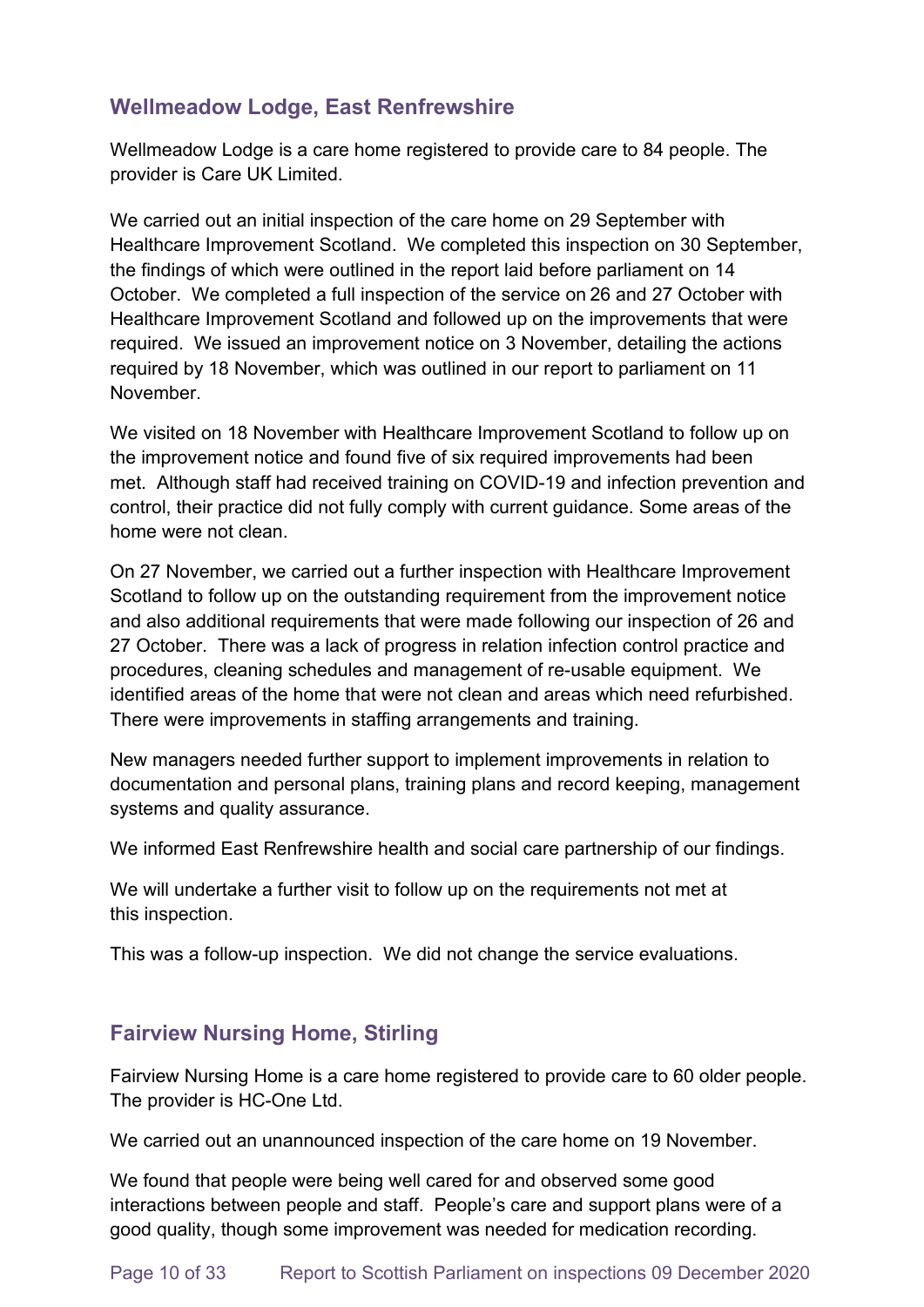## Wellmeadow Lodge, East Renfrewshire

Wellmeadow Lodge is a care home registered to provide care to 84 people. The provider is Care UK Limited.

We carried out an initial inspection of the care home on 29 September with Healthcare Improvement Scotland. We completed this inspection on 30 September, the findings of which were outlined in the report laid before parliament on 14 October. We completed a full inspection of the service on 26 and 27 October with Healthcare Improvement Scotland and followed up on the improvements that were required. We issued an improvement notice on 3 November, detailing the actions required by 18 November, which was outlined in our report to parliament on 11 November.

We visited on 18 November with Healthcare Improvement Scotland to follow up on the improvement notice and found five of six required improvements had been met. Although staff had received training on COVID-19 and infection prevention and control, their practice did not fully comply with current guidance. Some areas of the home were not clean.

On 27 November, we carried out a further inspection with Healthcare Improvement Scotland to follow up on the outstanding requirement from the improvement notice and also additional requirements that were made following our inspection of 26 and 27 October. There was a lack of progress in relation infection control practice and procedures, cleaning schedules and management of re-usable equipment. We identified areas of the home that were not clean and areas which need refurbished. There were improvements in staffing arrangements and training.

New managers needed further support to implement improvements in relation to documentation and personal plans, training plans and record keeping, management systems and quality assurance.

We informed East Renfrewshire health and social care partnership of our findings.

We will undertake a further visit to follow up on the requirements not met at this inspection.

This was a follow-up inspection. We did not change the service evaluations.

## Fairview Nursing Home, Stirling

Fairview Nursing Home is a care home registered to provide care to 60 older people. The provider is HC-One Ltd.

We carried out an unannounced inspection of the care home on 19 November.

We found that people were being well cared for and observed some good interactions between people and staff. People's care and support plans were of a good quality, though some improvement was needed for medication recording.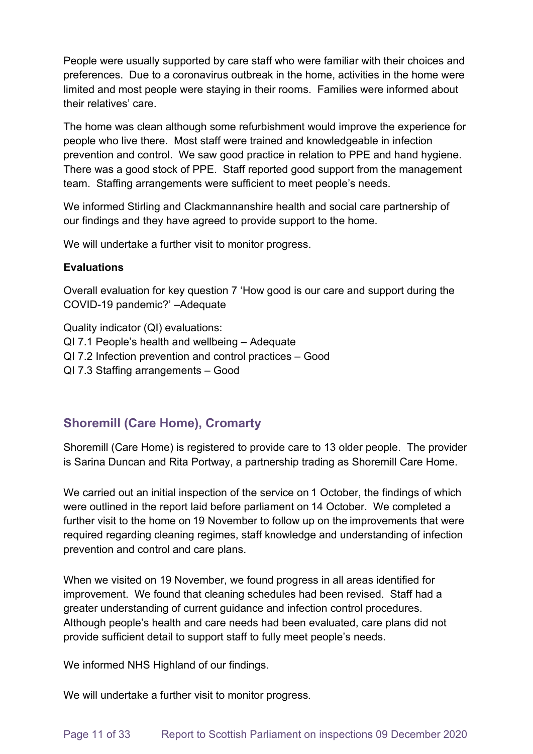People were usually supported by care staff who were familiar with their choices and preferences. Due to a coronavirus outbreak in the home, activities in the home were limited and most people were staying in their rooms. Families were informed about their relatives' care.

The home was clean although some refurbishment would improve the experience for people who live there. Most staff were trained and knowledgeable in infection prevention and control. We saw good practice in relation to PPE and hand hygiene. There was a good stock of PPE. Staff reported good support from the management team. Staffing arrangements were sufficient to meet people's needs.

We informed Stirling and Clackmannanshire health and social care partnership of our findings and they have agreed to provide support to the home.

We will undertake a further visit to monitor progress.

**Evaluations**

Overall evaluation for key question 7 'How good is our care and support during the COVID-19 pandemic?' –Adequate

Quality indicator (QI) evaluations:
QI 7.1 People's health and wellbeing – Adequate
QI 7.2 Infection prevention and control practices – Good
QI 7.3 Staffing arrangements – Good

## Shoremill (Care Home), Cromarty

Shoremill (Care Home) is registered to provide care to 13 older people. The provider is Sarina Duncan and Rita Portway, a partnership trading as Shoremill Care Home.

We carried out an initial inspection of the service on 1 October, the findings of which were outlined in the report laid before parliament on 14 October. We completed a further visit to the home on 19 November to follow up on the improvements that were required regarding cleaning regimes, staff knowledge and understanding of infection prevention and control and care plans.

When we visited on 19 November, we found progress in all areas identified for improvement. We found that cleaning schedules had been revised. Staff had a greater understanding of current guidance and infection control procedures. Although people's health and care needs had been evaluated, care plans did not provide sufficient detail to support staff to fully meet people's needs.

We informed NHS Highland of our findings.

We will undertake a further visit to monitor progress.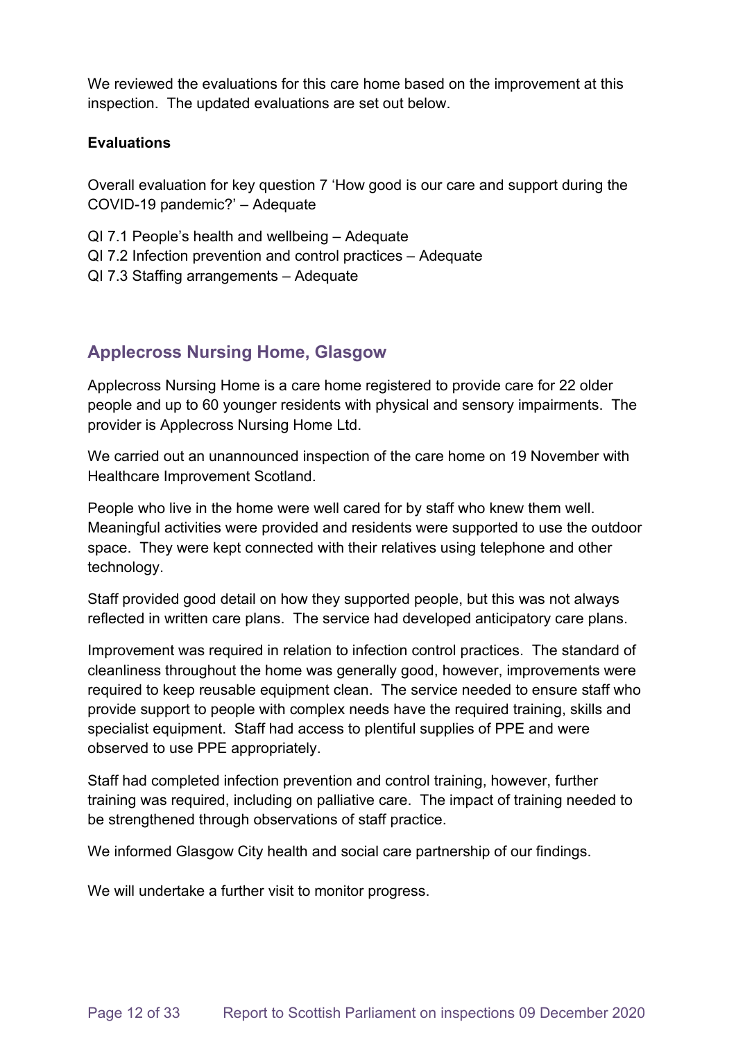We reviewed the evaluations for this care home based on the improvement at this inspection. The updated evaluations are set out below.

**Evaluations**

Overall evaluation for key question 7 'How good is our care and support during the COVID-19 pandemic?' – Adequate

QI 7.1 People's health and wellbeing – Adequate
QI 7.2 Infection prevention and control practices – Adequate
QI 7.3 Staffing arrangements – Adequate

## Applecross Nursing Home, Glasgow

Applecross Nursing Home is a care home registered to provide care for 22 older people and up to 60 younger residents with physical and sensory impairments. The provider is Applecross Nursing Home Ltd.

We carried out an unannounced inspection of the care home on 19 November with Healthcare Improvement Scotland.

People who live in the home were well cared for by staff who knew them well. Meaningful activities were provided and residents were supported to use the outdoor space. They were kept connected with their relatives using telephone and other technology.

Staff provided good detail on how they supported people, but this was not always reflected in written care plans. The service had developed anticipatory care plans.

Improvement was required in relation to infection control practices. The standard of cleanliness throughout the home was generally good, however, improvements were required to keep reusable equipment clean. The service needed to ensure staff who provide support to people with complex needs have the required training, skills and specialist equipment. Staff had access to plentiful supplies of PPE and were observed to use PPE appropriately.

Staff had completed infection prevention and control training, however, further training was required, including on palliative care. The impact of training needed to be strengthened through observations of staff practice.

We informed Glasgow City health and social care partnership of our findings.

We will undertake a further visit to monitor progress.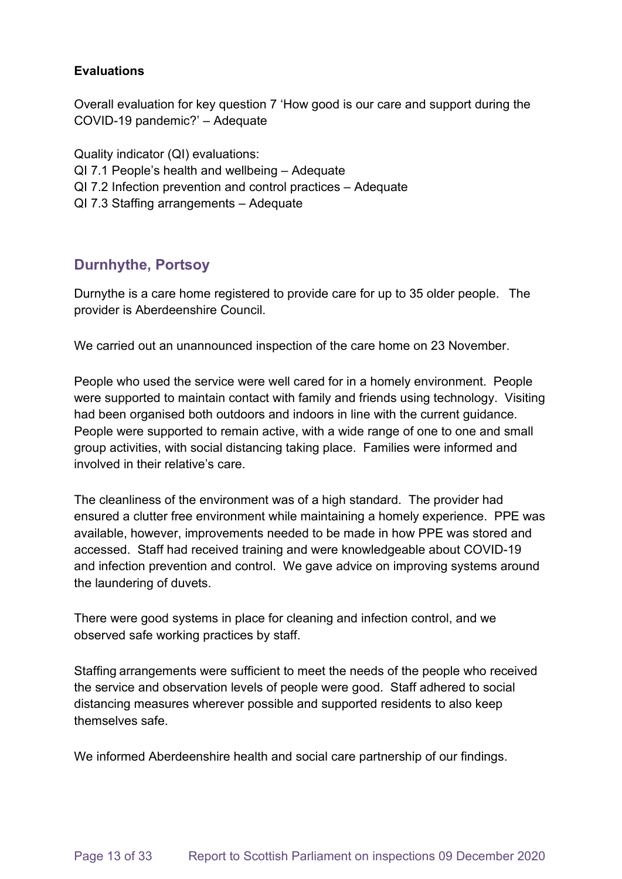**Evaluations**

Overall evaluation for key question 7 'How good is our care and support during the COVID-19 pandemic?' – Adequate

Quality indicator (QI) evaluations:
QI 7.1 People's health and wellbeing – Adequate
QI 7.2 Infection prevention and control practices – Adequate
QI 7.3 Staffing arrangements – Adequate

## Durnhythe, Portsoy

Durnythe is a care home registered to provide care for up to 35 older people. The provider is Aberdeenshire Council.

We carried out an unannounced inspection of the care home on 23 November.

People who used the service were well cared for in a homely environment. People were supported to maintain contact with family and friends using technology. Visiting had been organised both outdoors and indoors in line with the current guidance. People were supported to remain active, with a wide range of one to one and small group activities, with social distancing taking place. Families were informed and involved in their relative's care.

The cleanliness of the environment was of a high standard. The provider had ensured a clutter free environment while maintaining a homely experience. PPE was available, however, improvements needed to be made in how PPE was stored and accessed. Staff had received training and were knowledgeable about COVID-19 and infection prevention and control. We gave advice on improving systems around the laundering of duvets.

There were good systems in place for cleaning and infection control, and we observed safe working practices by staff.

Staffing arrangements were sufficient to meet the needs of the people who received the service and observation levels of people were good. Staff adhered to social distancing measures wherever possible and supported residents to also keep themselves safe.

We informed Aberdeenshire health and social care partnership of our findings.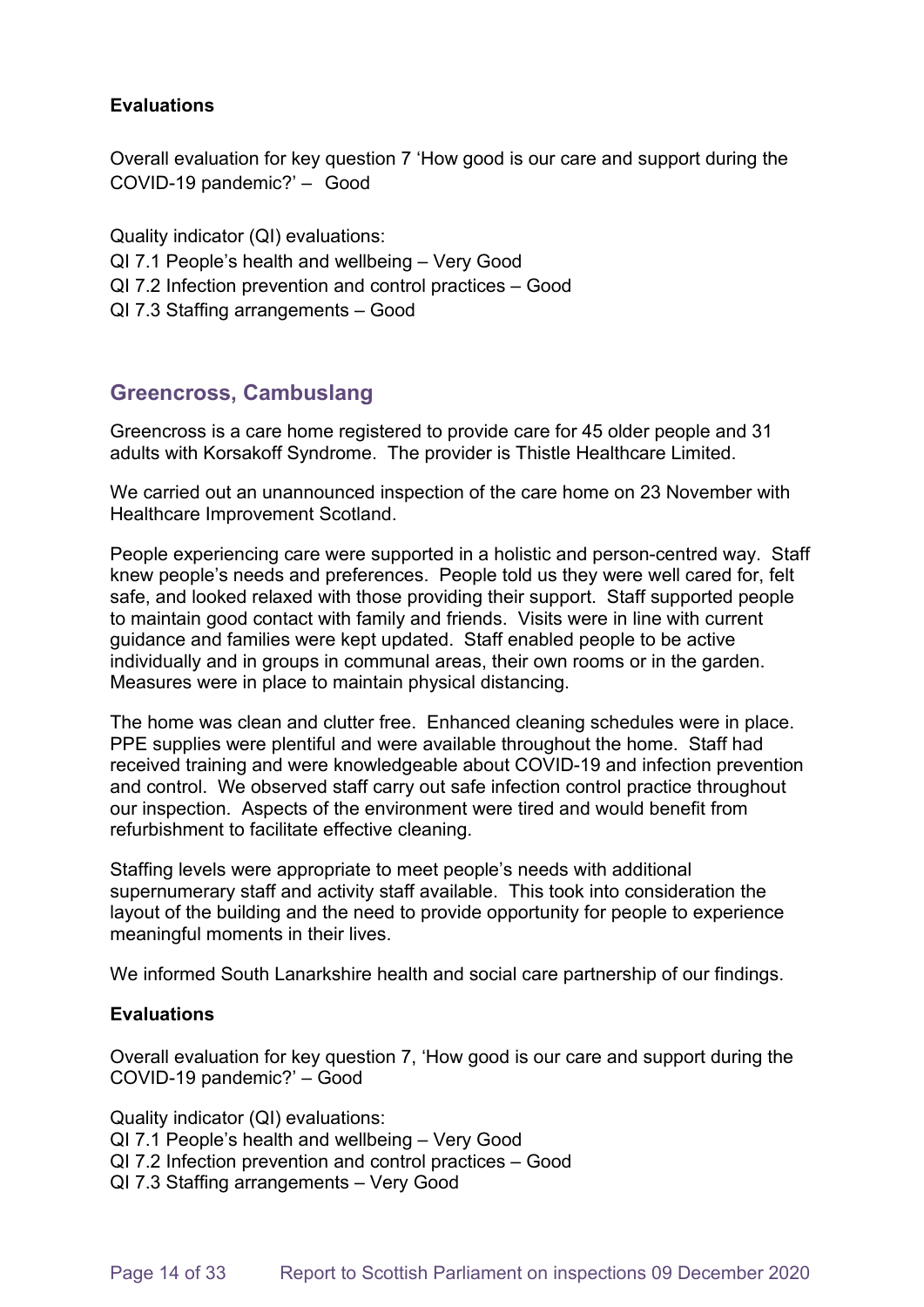**Evaluations**

Overall evaluation for key question 7 'How good is our care and support during the COVID-19 pandemic?' – Good

Quality indicator (QI) evaluations:
QI 7.1 People's health and wellbeing – Very Good
QI 7.2 Infection prevention and control practices – Good
QI 7.3 Staffing arrangements – Good

## Greencross, Cambuslang

Greencross is a care home registered to provide care for 45 older people and 31 adults with Korsakoff Syndrome. The provider is Thistle Healthcare Limited.

We carried out an unannounced inspection of the care home on 23 November with Healthcare Improvement Scotland.

People experiencing care were supported in a holistic and person-centred way. Staff knew people's needs and preferences. People told us they were well cared for, felt safe, and looked relaxed with those providing their support. Staff supported people to maintain good contact with family and friends. Visits were in line with current guidance and families were kept updated. Staff enabled people to be active individually and in groups in communal areas, their own rooms or in the garden. Measures were in place to maintain physical distancing.

The home was clean and clutter free. Enhanced cleaning schedules were in place. PPE supplies were plentiful and were available throughout the home. Staff had received training and were knowledgeable about COVID-19 and infection prevention and control. We observed staff carry out safe infection control practice throughout our inspection. Aspects of the environment were tired and would benefit from refurbishment to facilitate effective cleaning.

Staffing levels were appropriate to meet people's needs with additional supernumerary staff and activity staff available. This took into consideration the layout of the building and the need to provide opportunity for people to experience meaningful moments in their lives.

We informed South Lanarkshire health and social care partnership of our findings.

**Evaluations**

Overall evaluation for key question 7, 'How good is our care and support during the COVID-19 pandemic?' – Good

Quality indicator (QI) evaluations:
QI 7.1 People's health and wellbeing – Very Good
QI 7.2 Infection prevention and control practices – Good
QI 7.3 Staffing arrangements – Very Good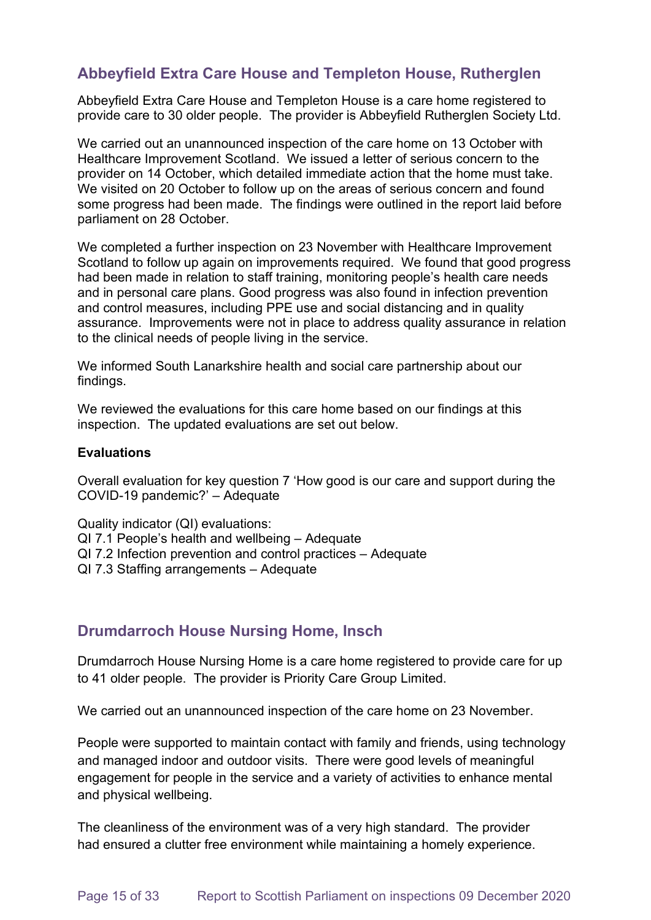## Abbeyfield Extra Care House and Templeton House, Rutherglen

Abbeyfield Extra Care House and Templeton House is a care home registered to provide care to 30 older people. The provider is Abbeyfield Rutherglen Society Ltd.

We carried out an unannounced inspection of the care home on 13 October with Healthcare Improvement Scotland. We issued a letter of serious concern to the provider on 14 October, which detailed immediate action that the home must take. We visited on 20 October to follow up on the areas of serious concern and found some progress had been made. The findings were outlined in the report laid before parliament on 28 October.

We completed a further inspection on 23 November with Healthcare Improvement Scotland to follow up again on improvements required. We found that good progress had been made in relation to staff training, monitoring people's health care needs and in personal care plans. Good progress was also found in infection prevention and control measures, including PPE use and social distancing and in quality assurance. Improvements were not in place to address quality assurance in relation to the clinical needs of people living in the service.

We informed South Lanarkshire health and social care partnership about our findings.

We reviewed the evaluations for this care home based on our findings at this inspection. The updated evaluations are set out below.

**Evaluations**

Overall evaluation for key question 7 'How good is our care and support during the COVID-19 pandemic?' – Adequate

Quality indicator (QI) evaluations:
QI 7.1 People's health and wellbeing – Adequate
QI 7.2 Infection prevention and control practices – Adequate
QI 7.3 Staffing arrangements – Adequate

## Drumdarroch House Nursing Home, Insch

Drumdarroch House Nursing Home is a care home registered to provide care for up to 41 older people. The provider is Priority Care Group Limited.

We carried out an unannounced inspection of the care home on 23 November.

People were supported to maintain contact with family and friends, using technology and managed indoor and outdoor visits. There were good levels of meaningful engagement for people in the service and a variety of activities to enhance mental and physical wellbeing.

The cleanliness of the environment was of a very high standard. The provider had ensured a clutter free environment while maintaining a homely experience.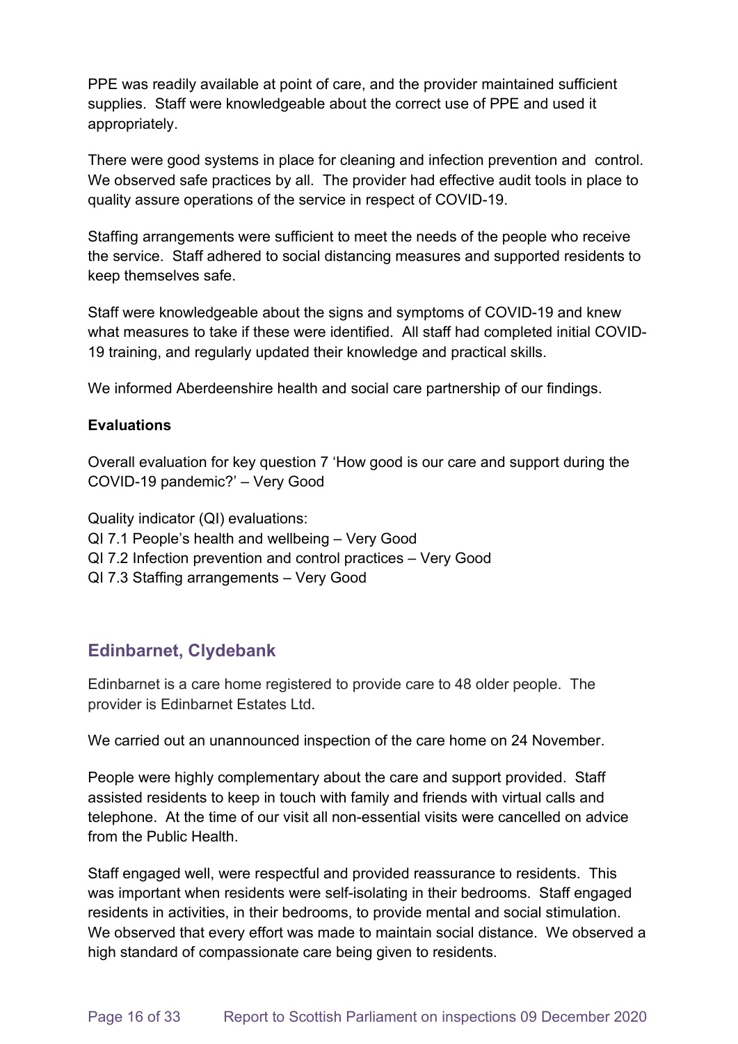PPE was readily available at point of care, and the provider maintained sufficient supplies. Staff were knowledgeable about the correct use of PPE and used it appropriately.

There were good systems in place for cleaning and infection prevention and control. We observed safe practices by all. The provider had effective audit tools in place to quality assure operations of the service in respect of COVID-19.

Staffing arrangements were sufficient to meet the needs of the people who receive the service. Staff adhered to social distancing measures and supported residents to keep themselves safe.

Staff were knowledgeable about the signs and symptoms of COVID-19 and knew what measures to take if these were identified. All staff had completed initial COVID-19 training, and regularly updated their knowledge and practical skills.

We informed Aberdeenshire health and social care partnership of our findings.

**Evaluations**

Overall evaluation for key question 7 'How good is our care and support during the COVID-19 pandemic?' – Very Good

Quality indicator (QI) evaluations:
QI 7.1 People's health and wellbeing – Very Good
QI 7.2 Infection prevention and control practices – Very Good
QI 7.3 Staffing arrangements – Very Good

## Edinbarnet, Clydebank

Edinbarnet is a care home registered to provide care to 48 older people. The provider is Edinbarnet Estates Ltd.

We carried out an unannounced inspection of the care home on 24 November.

People were highly complementary about the care and support provided. Staff assisted residents to keep in touch with family and friends with virtual calls and telephone. At the time of our visit all non-essential visits were cancelled on advice from the Public Health.

Staff engaged well, were respectful and provided reassurance to residents. This was important when residents were self-isolating in their bedrooms. Staff engaged residents in activities, in their bedrooms, to provide mental and social stimulation. We observed that every effort was made to maintain social distance. We observed a high standard of compassionate care being given to residents.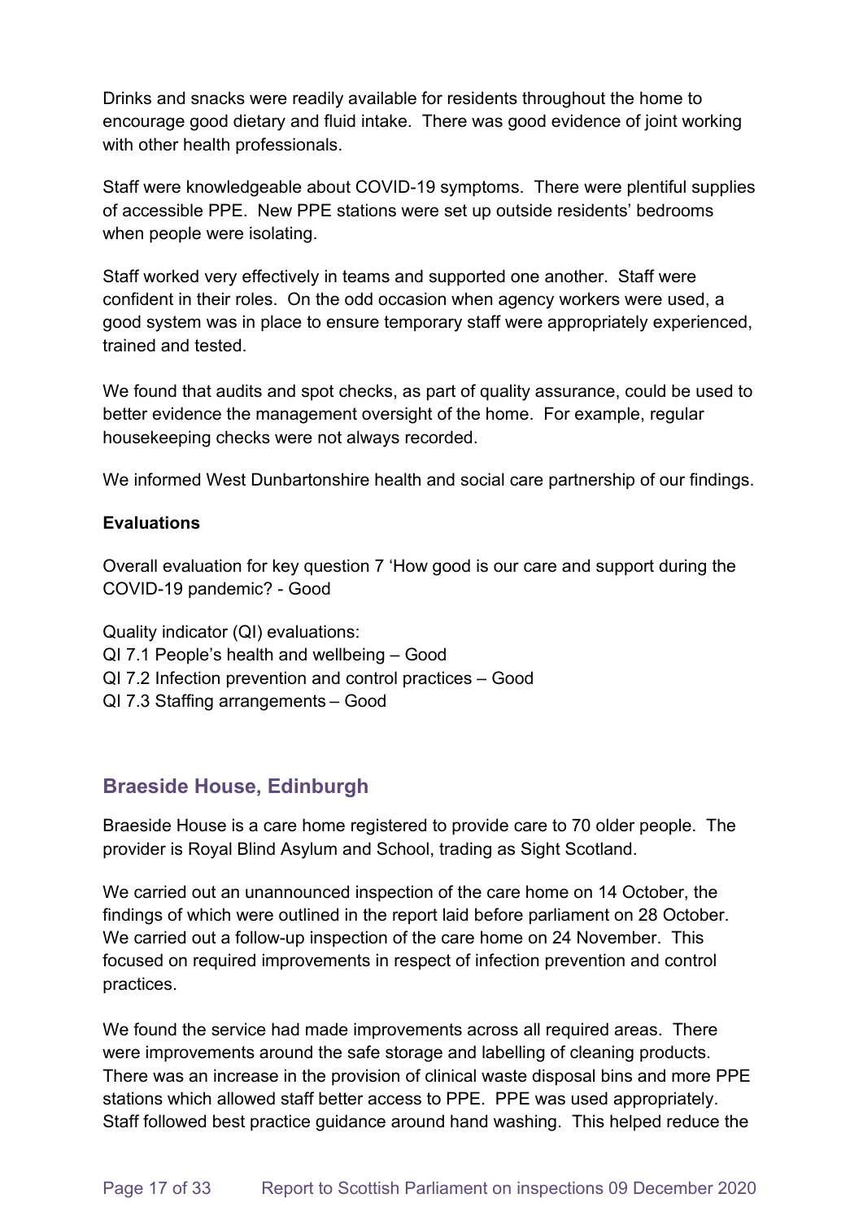Drinks and snacks were readily available for residents throughout the home to encourage good dietary and fluid intake. There was good evidence of joint working with other health professionals.

Staff were knowledgeable about COVID-19 symptoms. There were plentiful supplies of accessible PPE. New PPE stations were set up outside residents' bedrooms when people were isolating.

Staff worked very effectively in teams and supported one another. Staff were confident in their roles. On the odd occasion when agency workers were used, a good system was in place to ensure temporary staff were appropriately experienced, trained and tested.

We found that audits and spot checks, as part of quality assurance, could be used to better evidence the management oversight of the home. For example, regular housekeeping checks were not always recorded.

We informed West Dunbartonshire health and social care partnership of our findings.

**Evaluations**

Overall evaluation for key question 7 'How good is our care and support during the COVID-19 pandemic? - Good

Quality indicator (QI) evaluations:
QI 7.1 People's health and wellbeing – Good
QI 7.2 Infection prevention and control practices – Good
QI 7.3 Staffing arrangements – Good

## Braeside House, Edinburgh

Braeside House is a care home registered to provide care to 70 older people. The provider is Royal Blind Asylum and School, trading as Sight Scotland.

We carried out an unannounced inspection of the care home on 14 October, the findings of which were outlined in the report laid before parliament on 28 October. We carried out a follow-up inspection of the care home on 24 November. This focused on required improvements in respect of infection prevention and control practices.

We found the service had made improvements across all required areas. There were improvements around the safe storage and labelling of cleaning products. There was an increase in the provision of clinical waste disposal bins and more PPE stations which allowed staff better access to PPE. PPE was used appropriately. Staff followed best practice guidance around hand washing. This helped reduce the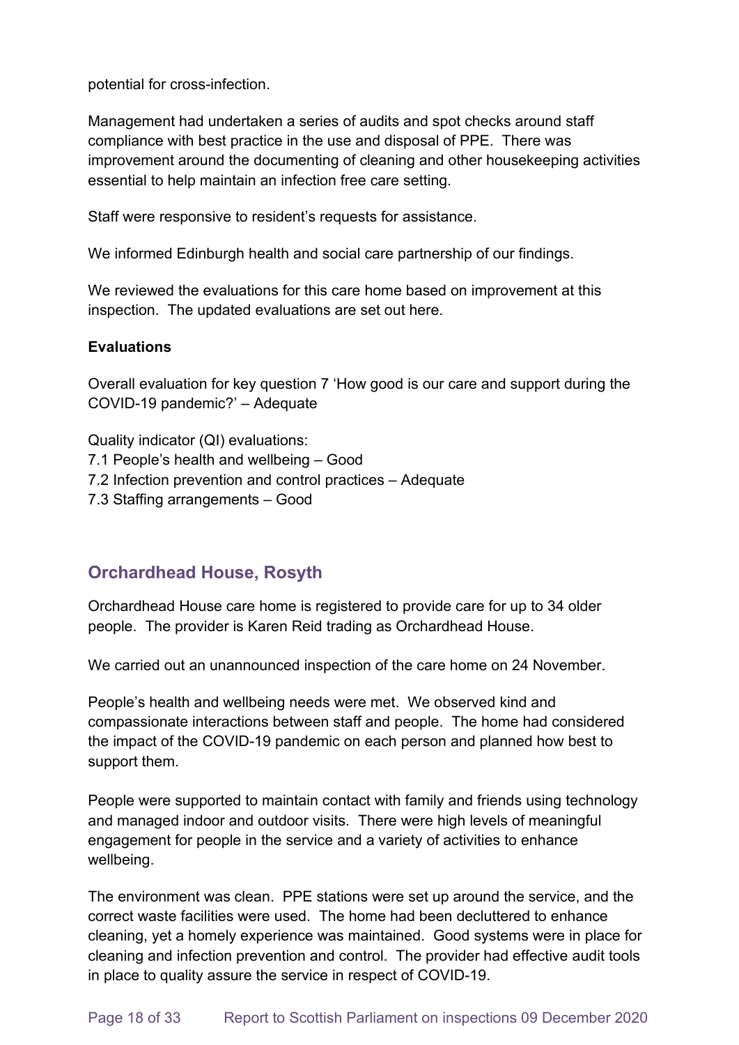potential for cross-infection.

Management had undertaken a series of audits and spot checks around staff compliance with best practice in the use and disposal of PPE. There was improvement around the documenting of cleaning and other housekeeping activities essential to help maintain an infection free care setting.

Staff were responsive to resident's requests for assistance.

We informed Edinburgh health and social care partnership of our findings.

We reviewed the evaluations for this care home based on improvement at this inspection. The updated evaluations are set out here.

**Evaluations**

Overall evaluation for key question 7 'How good is our care and support during the COVID-19 pandemic?' – Adequate

Quality indicator (QI) evaluations:
7.1 People's health and wellbeing – Good
7.2 Infection prevention and control practices – Adequate
7.3 Staffing arrangements – Good

## Orchardhead House, Rosyth

Orchardhead House care home is registered to provide care for up to 34 older people. The provider is Karen Reid trading as Orchardhead House.

We carried out an unannounced inspection of the care home on 24 November.

People's health and wellbeing needs were met. We observed kind and compassionate interactions between staff and people. The home had considered the impact of the COVID-19 pandemic on each person and planned how best to support them.

People were supported to maintain contact with family and friends using technology and managed indoor and outdoor visits. There were high levels of meaningful engagement for people in the service and a variety of activities to enhance wellbeing.

The environment was clean. PPE stations were set up around the service, and the correct waste facilities were used. The home had been decluttered to enhance cleaning, yet a homely experience was maintained. Good systems were in place for cleaning and infection prevention and control. The provider had effective audit tools in place to quality assure the service in respect of COVID-19.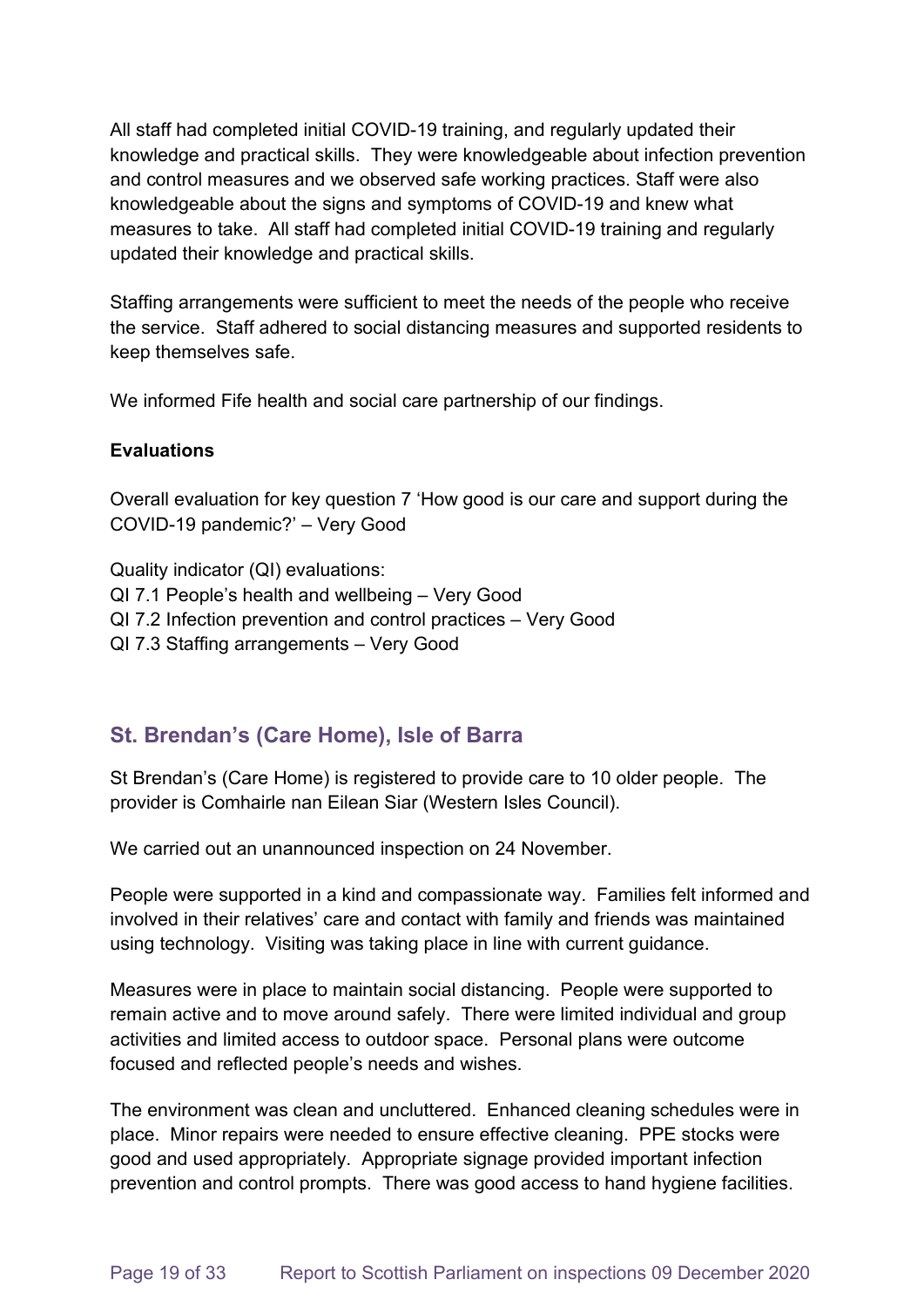All staff had completed initial COVID-19 training, and regularly updated their knowledge and practical skills. They were knowledgeable about infection prevention and control measures and we observed safe working practices. Staff were also knowledgeable about the signs and symptoms of COVID-19 and knew what measures to take. All staff had completed initial COVID-19 training and regularly updated their knowledge and practical skills.

Staffing arrangements were sufficient to meet the needs of the people who receive the service. Staff adhered to social distancing measures and supported residents to keep themselves safe.

We informed Fife health and social care partnership of our findings.

**Evaluations**

Overall evaluation for key question 7 'How good is our care and support during the COVID-19 pandemic?' – Very Good

Quality indicator (QI) evaluations:
QI 7.1 People's health and wellbeing – Very Good
QI 7.2 Infection prevention and control practices – Very Good
QI 7.3 Staffing arrangements – Very Good

## St. Brendan's (Care Home), Isle of Barra

St Brendan's (Care Home) is registered to provide care to 10 older people. The provider is Comhairle nan Eilean Siar (Western Isles Council).

We carried out an unannounced inspection on 24 November.

People were supported in a kind and compassionate way. Families felt informed and involved in their relatives' care and contact with family and friends was maintained using technology. Visiting was taking place in line with current guidance.

Measures were in place to maintain social distancing. People were supported to remain active and to move around safely. There were limited individual and group activities and limited access to outdoor space. Personal plans were outcome focused and reflected people's needs and wishes.

The environment was clean and uncluttered. Enhanced cleaning schedules were in place. Minor repairs were needed to ensure effective cleaning. PPE stocks were good and used appropriately. Appropriate signage provided important infection prevention and control prompts. There was good access to hand hygiene facilities.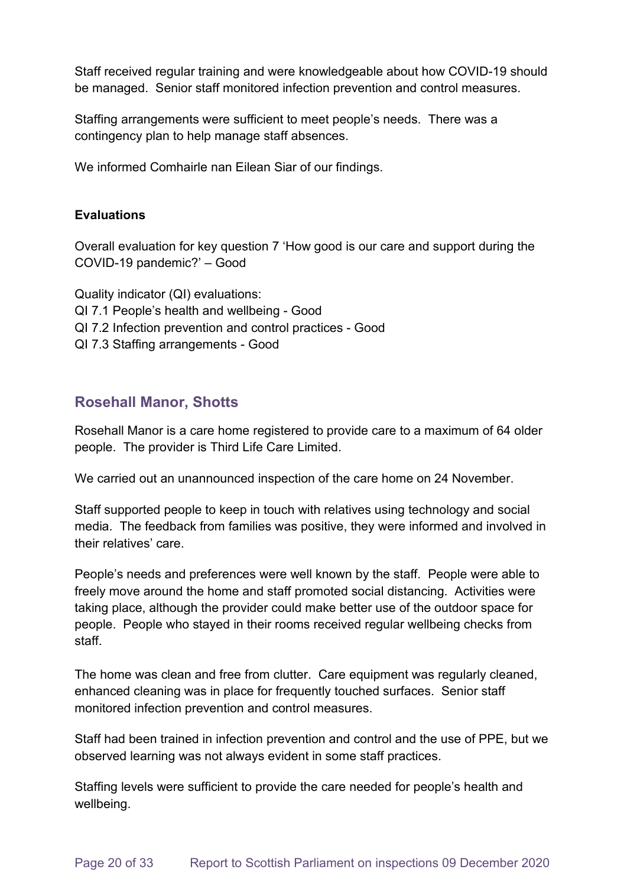Staff received regular training and were knowledgeable about how COVID-19 should be managed. Senior staff monitored infection prevention and control measures.

Staffing arrangements were sufficient to meet people's needs. There was a contingency plan to help manage staff absences.

We informed Comhairle nan Eilean Siar of our findings.

**Evaluations**

Overall evaluation for key question 7 'How good is our care and support during the COVID-19 pandemic?' – Good

Quality indicator (QI) evaluations:
QI 7.1 People's health and wellbeing - Good
QI 7.2 Infection prevention and control practices - Good
QI 7.3 Staffing arrangements - Good

## Rosehall Manor, Shotts

Rosehall Manor is a care home registered to provide care to a maximum of 64 older people. The provider is Third Life Care Limited.

We carried out an unannounced inspection of the care home on 24 November.

Staff supported people to keep in touch with relatives using technology and social media. The feedback from families was positive, they were informed and involved in their relatives' care.

People's needs and preferences were well known by the staff. People were able to freely move around the home and staff promoted social distancing. Activities were taking place, although the provider could make better use of the outdoor space for people. People who stayed in their rooms received regular wellbeing checks from staff.

The home was clean and free from clutter. Care equipment was regularly cleaned, enhanced cleaning was in place for frequently touched surfaces. Senior staff monitored infection prevention and control measures.

Staff had been trained in infection prevention and control and the use of PPE, but we observed learning was not always evident in some staff practices.

Staffing levels were sufficient to provide the care needed for people's health and wellbeing.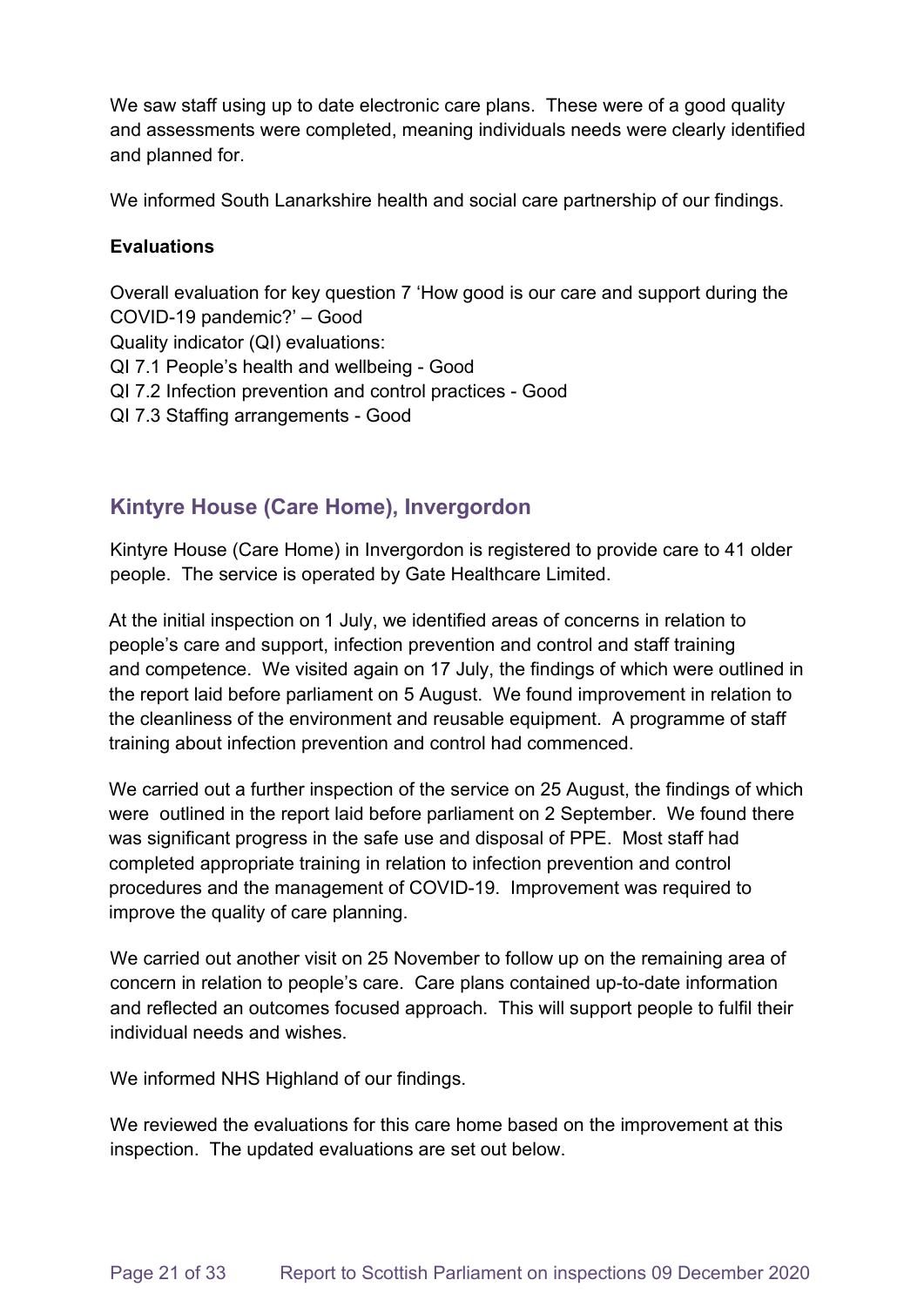We saw staff using up to date electronic care plans. These were of a good quality and assessments were completed, meaning individuals needs were clearly identified and planned for.

We informed South Lanarkshire health and social care partnership of our findings.

**Evaluations**

Overall evaluation for key question 7 'How good is our care and support during the COVID-19 pandemic?' – Good
Quality indicator (QI) evaluations:
QI 7.1 People's health and wellbeing - Good
QI 7.2 Infection prevention and control practices - Good
QI 7.3 Staffing arrangements - Good

## Kintyre House (Care Home), Invergordon

Kintyre House (Care Home) in Invergordon is registered to provide care to 41 older people. The service is operated by Gate Healthcare Limited.

At the initial inspection on 1 July, we identified areas of concerns in relation to people's care and support, infection prevention and control and staff training and competence. We visited again on 17 July, the findings of which were outlined in the report laid before parliament on 5 August. We found improvement in relation to the cleanliness of the environment and reusable equipment. A programme of staff training about infection prevention and control had commenced.

We carried out a further inspection of the service on 25 August, the findings of which were outlined in the report laid before parliament on 2 September. We found there was significant progress in the safe use and disposal of PPE. Most staff had completed appropriate training in relation to infection prevention and control procedures and the management of COVID-19. Improvement was required to improve the quality of care planning.

We carried out another visit on 25 November to follow up on the remaining area of concern in relation to people's care. Care plans contained up-to-date information and reflected an outcomes focused approach. This will support people to fulfil their individual needs and wishes.

We informed NHS Highland of our findings.

We reviewed the evaluations for this care home based on the improvement at this inspection. The updated evaluations are set out below.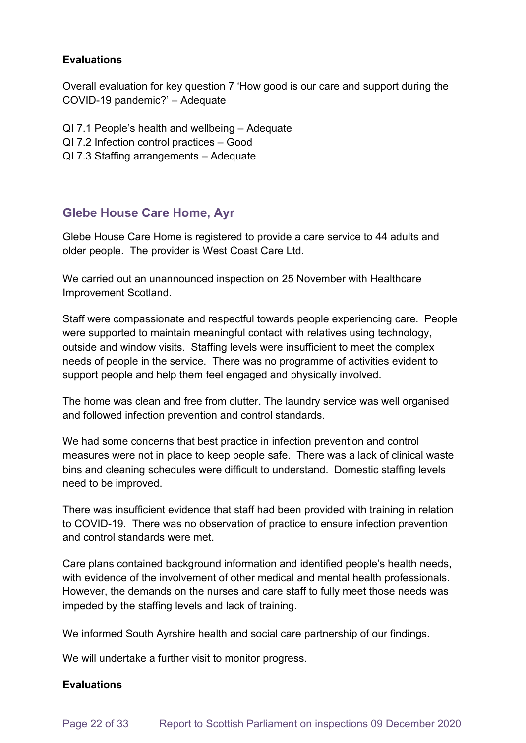**Evaluations**

Overall evaluation for key question 7 'How good is our care and support during the COVID-19 pandemic?' – Adequate

QI 7.1 People's health and wellbeing – Adequate
QI 7.2 Infection control practices – Good
QI 7.3 Staffing arrangements – Adequate

## Glebe House Care Home, Ayr

Glebe House Care Home is registered to provide a care service to 44 adults and older people. The provider is West Coast Care Ltd.

We carried out an unannounced inspection on 25 November with Healthcare Improvement Scotland.

Staff were compassionate and respectful towards people experiencing care. People were supported to maintain meaningful contact with relatives using technology, outside and window visits. Staffing levels were insufficient to meet the complex needs of people in the service. There was no programme of activities evident to support people and help them feel engaged and physically involved.

The home was clean and free from clutter. The laundry service was well organised and followed infection prevention and control standards.

We had some concerns that best practice in infection prevention and control measures were not in place to keep people safe. There was a lack of clinical waste bins and cleaning schedules were difficult to understand. Domestic staffing levels need to be improved.

There was insufficient evidence that staff had been provided with training in relation to COVID-19. There was no observation of practice to ensure infection prevention and control standards were met.

Care plans contained background information and identified people's health needs, with evidence of the involvement of other medical and mental health professionals. However, the demands on the nurses and care staff to fully meet those needs was impeded by the staffing levels and lack of training.

We informed South Ayrshire health and social care partnership of our findings.

We will undertake a further visit to monitor progress.

**Evaluations**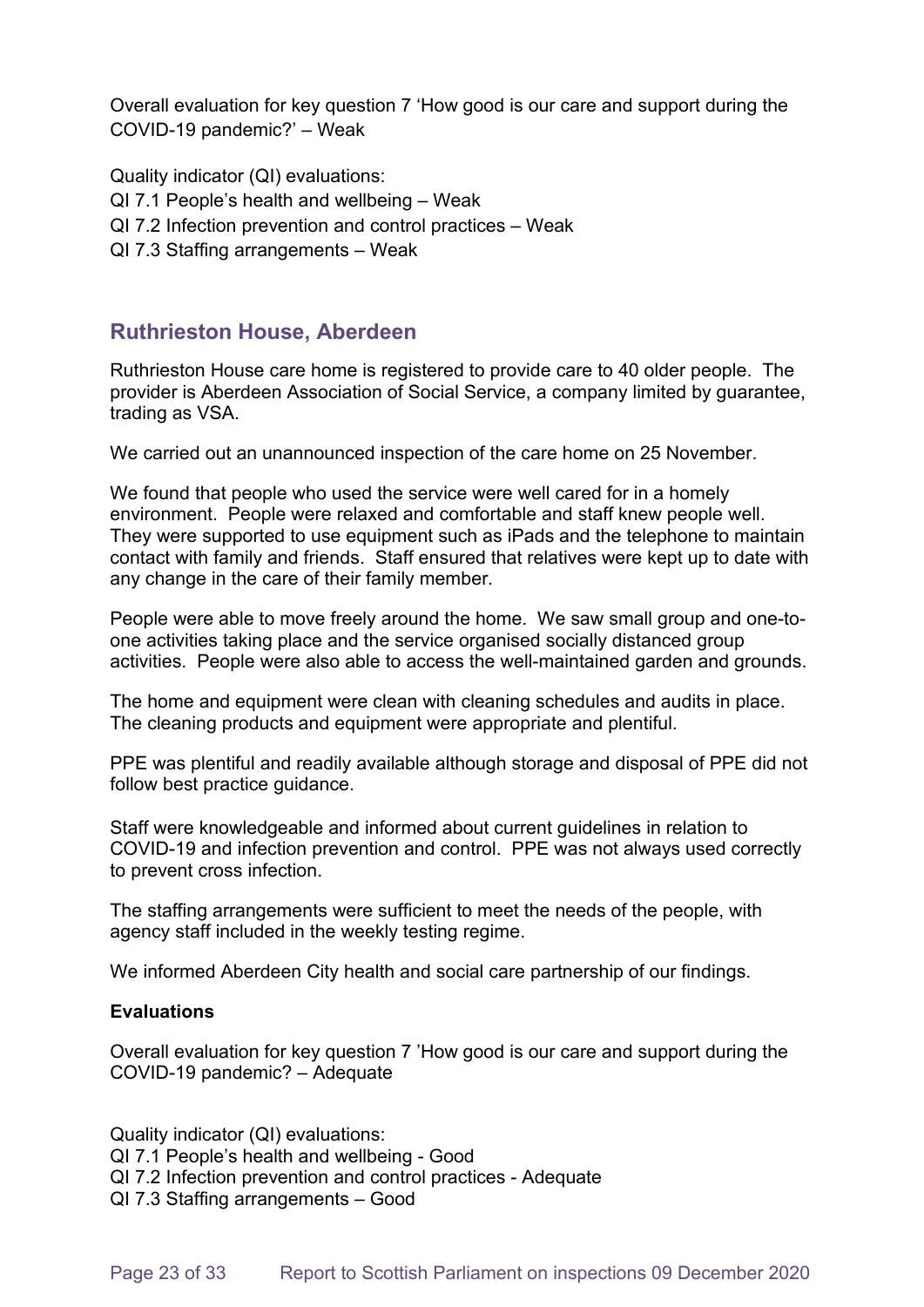Overall evaluation for key question 7 'How good is our care and support during the COVID-19 pandemic?' – Weak

Quality indicator (QI) evaluations:
QI 7.1 People's health and wellbeing – Weak
QI 7.2 Infection prevention and control practices – Weak
QI 7.3 Staffing arrangements – Weak

## Ruthrieston House, Aberdeen

Ruthrieston House care home is registered to provide care to 40 older people. The provider is Aberdeen Association of Social Service, a company limited by guarantee, trading as VSA.

We carried out an unannounced inspection of the care home on 25 November.

We found that people who used the service were well cared for in a homely environment. People were relaxed and comfortable and staff knew people well. They were supported to use equipment such as iPads and the telephone to maintain contact with family and friends. Staff ensured that relatives were kept up to date with any change in the care of their family member.

People were able to move freely around the home. We saw small group and one-to-one activities taking place and the service organised socially distanced group activities. People were also able to access the well-maintained garden and grounds.

The home and equipment were clean with cleaning schedules and audits in place. The cleaning products and equipment were appropriate and plentiful.

PPE was plentiful and readily available although storage and disposal of PPE did not follow best practice guidance.

Staff were knowledgeable and informed about current guidelines in relation to COVID-19 and infection prevention and control. PPE was not always used correctly to prevent cross infection.

The staffing arrangements were sufficient to meet the needs of the people, with agency staff included in the weekly testing regime.

We informed Aberdeen City health and social care partnership of our findings.

**Evaluations**

Overall evaluation for key question 7 'How good is our care and support during the COVID-19 pandemic? – Adequate

Quality indicator (QI) evaluations:
QI 7.1 People's health and wellbeing - Good
QI 7.2 Infection prevention and control practices - Adequate
QI 7.3 Staffing arrangements – Good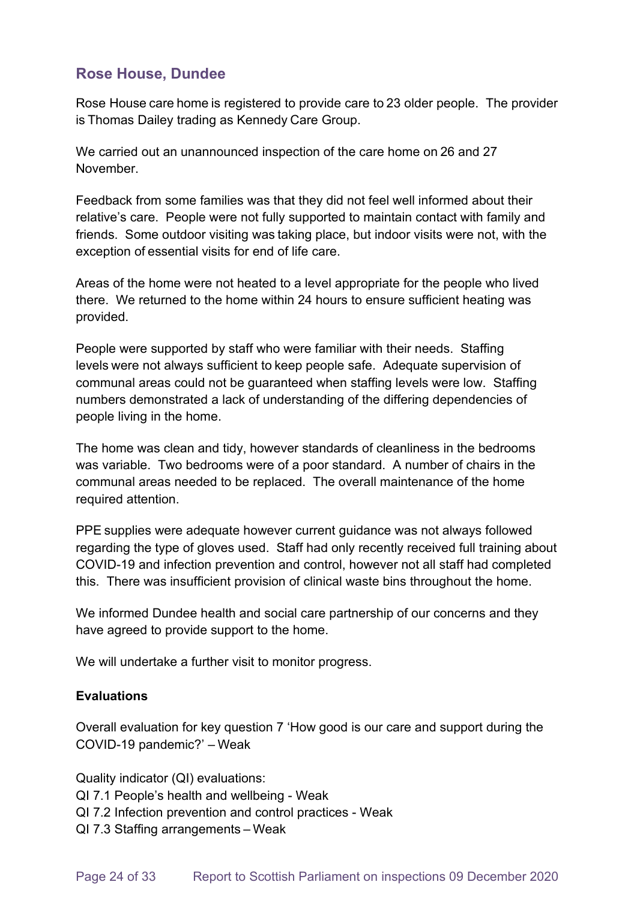## Rose House, Dundee

Rose House care home is registered to provide care to 23 older people. The provider is Thomas Dailey trading as Kennedy Care Group.

We carried out an unannounced inspection of the care home on 26 and 27 November.

Feedback from some families was that they did not feel well informed about their relative's care. People were not fully supported to maintain contact with family and friends. Some outdoor visiting was taking place, but indoor visits were not, with the exception of essential visits for end of life care.

Areas of the home were not heated to a level appropriate for the people who lived there. We returned to the home within 24 hours to ensure sufficient heating was provided.

People were supported by staff who were familiar with their needs. Staffing levels were not always sufficient to keep people safe. Adequate supervision of communal areas could not be guaranteed when staffing levels were low. Staffing numbers demonstrated a lack of understanding of the differing dependencies of people living in the home.

The home was clean and tidy, however standards of cleanliness in the bedrooms was variable. Two bedrooms were of a poor standard. A number of chairs in the communal areas needed to be replaced. The overall maintenance of the home required attention.

PPE supplies were adequate however current guidance was not always followed regarding the type of gloves used. Staff had only recently received full training about COVID-19 and infection prevention and control, however not all staff had completed this. There was insufficient provision of clinical waste bins throughout the home.

We informed Dundee health and social care partnership of our concerns and they have agreed to provide support to the home.

We will undertake a further visit to monitor progress.

**Evaluations**

Overall evaluation for key question 7 'How good is our care and support during the COVID-19 pandemic?' – Weak

Quality indicator (QI) evaluations:
QI 7.1 People's health and wellbeing - Weak
QI 7.2 Infection prevention and control practices - Weak
QI 7.3 Staffing arrangements – Weak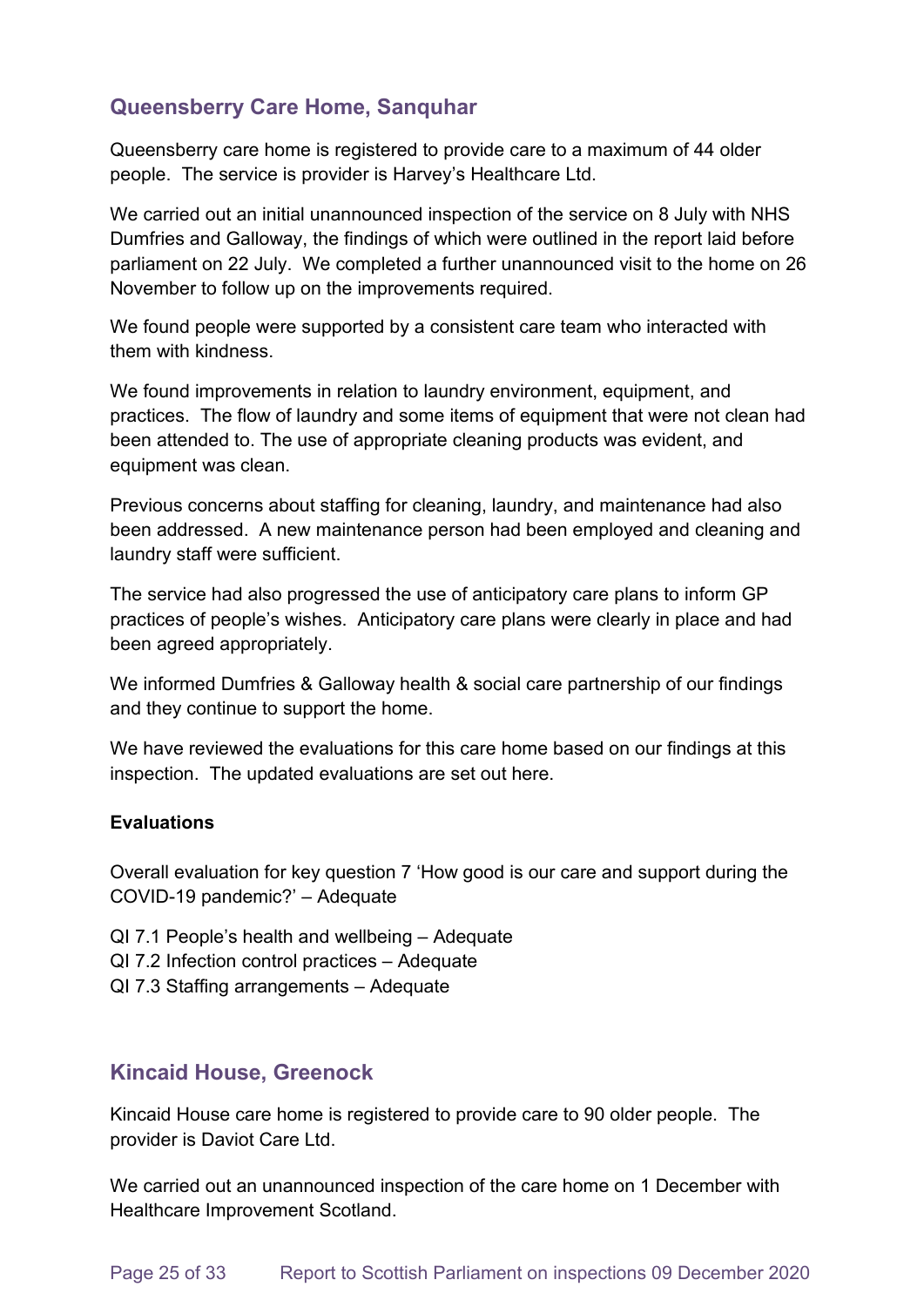## Queensberry Care Home, Sanquhar

Queensberry care home is registered to provide care to a maximum of 44 older people. The service is provider is Harvey's Healthcare Ltd.

We carried out an initial unannounced inspection of the service on 8 July with NHS Dumfries and Galloway, the findings of which were outlined in the report laid before parliament on 22 July. We completed a further unannounced visit to the home on 26 November to follow up on the improvements required.

We found people were supported by a consistent care team who interacted with them with kindness.

We found improvements in relation to laundry environment, equipment, and practices. The flow of laundry and some items of equipment that were not clean had been attended to. The use of appropriate cleaning products was evident, and equipment was clean.

Previous concerns about staffing for cleaning, laundry, and maintenance had also been addressed. A new maintenance person had been employed and cleaning and laundry staff were sufficient.

The service had also progressed the use of anticipatory care plans to inform GP practices of people's wishes. Anticipatory care plans were clearly in place and had been agreed appropriately.

We informed Dumfries & Galloway health & social care partnership of our findings and they continue to support the home.

We have reviewed the evaluations for this care home based on our findings at this inspection. The updated evaluations are set out here.

**Evaluations**

Overall evaluation for key question 7 'How good is our care and support during the COVID-19 pandemic?' – Adequate

QI 7.1 People's health and wellbeing – Adequate
QI 7.2 Infection control practices – Adequate
QI 7.3 Staffing arrangements – Adequate

## Kincaid House, Greenock

Kincaid House care home is registered to provide care to 90 older people. The provider is Daviot Care Ltd.

We carried out an unannounced inspection of the care home on 1 December with Healthcare Improvement Scotland.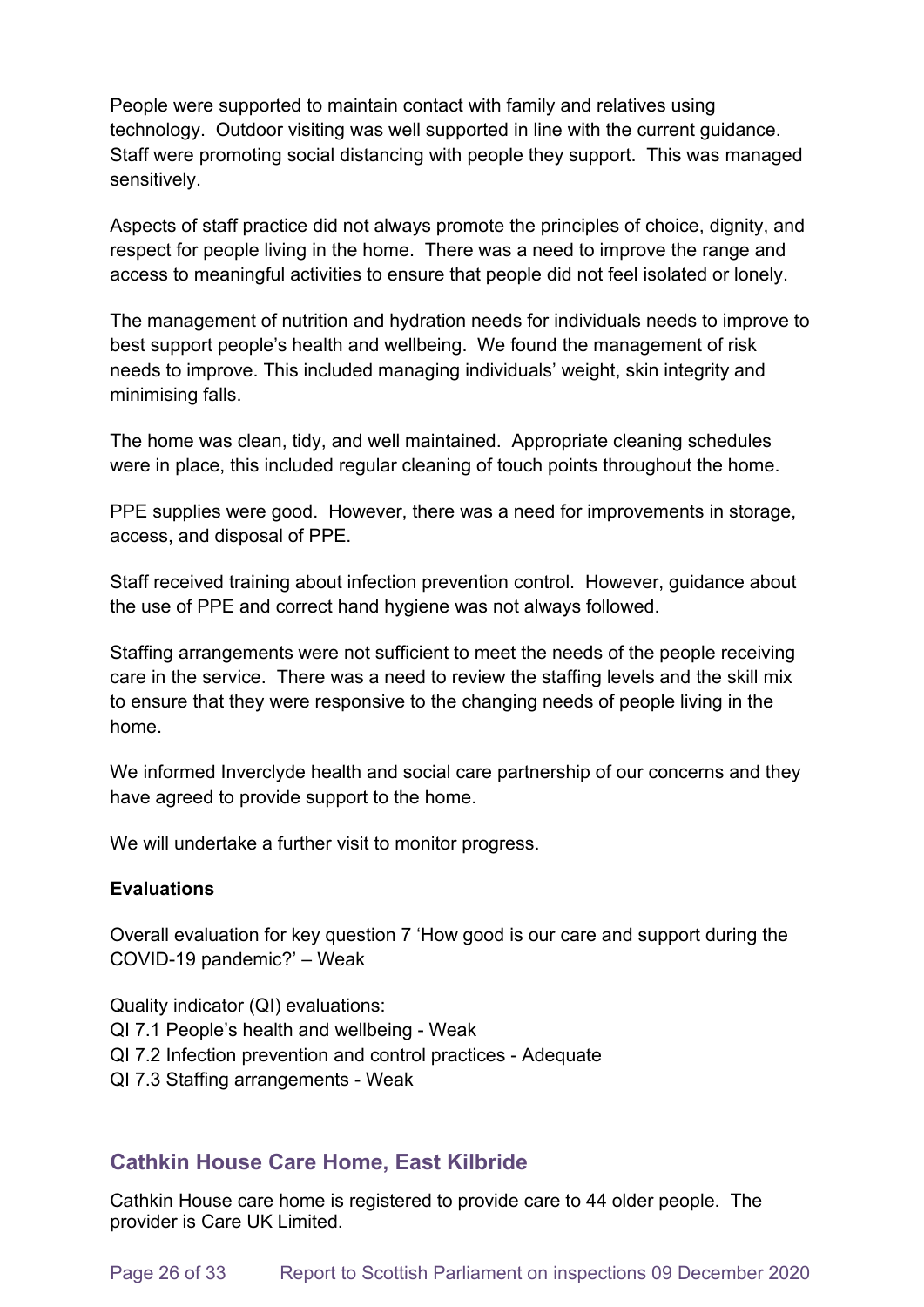People were supported to maintain contact with family and relatives using technology. Outdoor visiting was well supported in line with the current guidance. Staff were promoting social distancing with people they support. This was managed sensitively.

Aspects of staff practice did not always promote the principles of choice, dignity, and respect for people living in the home. There was a need to improve the range and access to meaningful activities to ensure that people did not feel isolated or lonely.

The management of nutrition and hydration needs for individuals needs to improve to best support people's health and wellbeing. We found the management of risk needs to improve. This included managing individuals' weight, skin integrity and minimising falls.

The home was clean, tidy, and well maintained. Appropriate cleaning schedules were in place, this included regular cleaning of touch points throughout the home.

PPE supplies were good. However, there was a need for improvements in storage, access, and disposal of PPE.

Staff received training about infection prevention control. However, guidance about the use of PPE and correct hand hygiene was not always followed.

Staffing arrangements were not sufficient to meet the needs of the people receiving care in the service. There was a need to review the staffing levels and the skill mix to ensure that they were responsive to the changing needs of people living in the home.

We informed Inverclyde health and social care partnership of our concerns and they have agreed to provide support to the home.

We will undertake a further visit to monitor progress.

**Evaluations**

Overall evaluation for key question 7 'How good is our care and support during the COVID-19 pandemic?' – Weak

Quality indicator (QI) evaluations:
QI 7.1 People's health and wellbeing - Weak
QI 7.2 Infection prevention and control practices - Adequate
QI 7.3 Staffing arrangements - Weak

## Cathkin House Care Home, East Kilbride

Cathkin House care home is registered to provide care to 44 older people. The provider is Care UK Limited.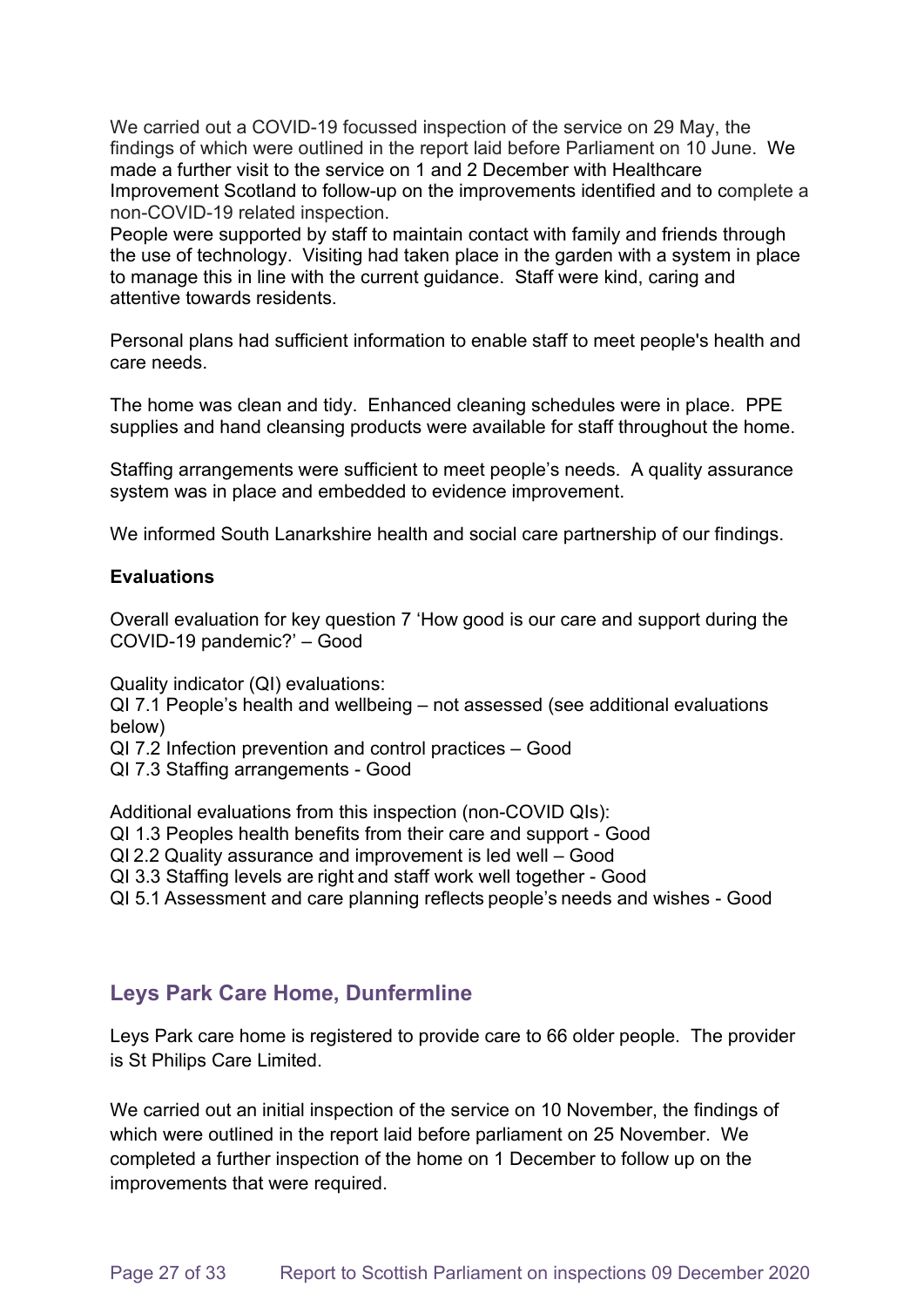We carried out a COVID-19 focussed inspection of the service on 29 May, the findings of which were outlined in the report laid before Parliament on 10 June. We made a further visit to the service on 1 and 2 December with Healthcare Improvement Scotland to follow-up on the improvements identified and to complete a non-COVID-19 related inspection.

People were supported by staff to maintain contact with family and friends through the use of technology. Visiting had taken place in the garden with a system in place to manage this in line with the current guidance. Staff were kind, caring and attentive towards residents.

Personal plans had sufficient information to enable staff to meet people's health and care needs.

The home was clean and tidy. Enhanced cleaning schedules were in place. PPE supplies and hand cleansing products were available for staff throughout the home.

Staffing arrangements were sufficient to meet people's needs. A quality assurance system was in place and embedded to evidence improvement.

We informed South Lanarkshire health and social care partnership of our findings.

**Evaluations**

Overall evaluation for key question 7 'How good is our care and support during the COVID-19 pandemic?' – Good

Quality indicator (QI) evaluations:
QI 7.1 People's health and wellbeing – not assessed (see additional evaluations below)
QI 7.2 Infection prevention and control practices – Good
QI 7.3 Staffing arrangements - Good

Additional evaluations from this inspection (non-COVID QIs):
QI 1.3 Peoples health benefits from their care and support - Good
QI 2.2 Quality assurance and improvement is led well – Good
QI 3.3 Staffing levels are right and staff work well together - Good
QI 5.1 Assessment and care planning reflects people's needs and wishes - Good

## Leys Park Care Home, Dunfermline

Leys Park care home is registered to provide care to 66 older people. The provider is St Philips Care Limited.

We carried out an initial inspection of the service on 10 November, the findings of which were outlined in the report laid before parliament on 25 November. We completed a further inspection of the home on 1 December to follow up on the improvements that were required.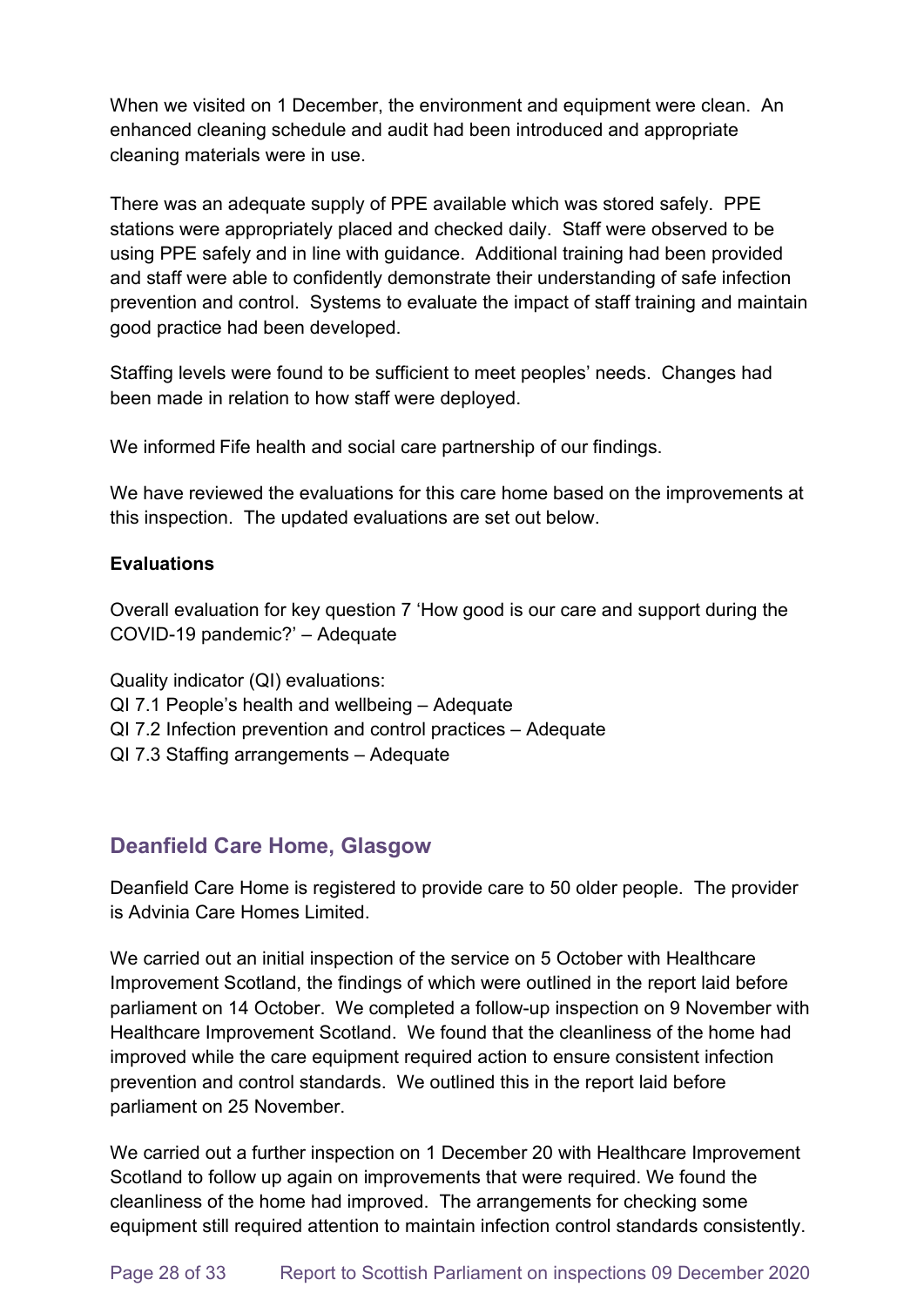When we visited on 1 December, the environment and equipment were clean. An enhanced cleaning schedule and audit had been introduced and appropriate cleaning materials were in use.

There was an adequate supply of PPE available which was stored safely. PPE stations were appropriately placed and checked daily. Staff were observed to be using PPE safely and in line with guidance. Additional training had been provided and staff were able to confidently demonstrate their understanding of safe infection prevention and control. Systems to evaluate the impact of staff training and maintain good practice had been developed.

Staffing levels were found to be sufficient to meet peoples' needs. Changes had been made in relation to how staff were deployed.

We informed Fife health and social care partnership of our findings.

We have reviewed the evaluations for this care home based on the improvements at this inspection. The updated evaluations are set out below.

**Evaluations**

Overall evaluation for key question 7 'How good is our care and support during the COVID-19 pandemic?' – Adequate

Quality indicator (QI) evaluations:
QI 7.1 People's health and wellbeing – Adequate
QI 7.2 Infection prevention and control practices – Adequate
QI 7.3 Staffing arrangements – Adequate

## Deanfield Care Home, Glasgow

Deanfield Care Home is registered to provide care to 50 older people. The provider is Advinia Care Homes Limited.

We carried out an initial inspection of the service on 5 October with Healthcare Improvement Scotland, the findings of which were outlined in the report laid before parliament on 14 October. We completed a follow-up inspection on 9 November with Healthcare Improvement Scotland. We found that the cleanliness of the home had improved while the care equipment required action to ensure consistent infection prevention and control standards. We outlined this in the report laid before parliament on 25 November.

We carried out a further inspection on 1 December 20 with Healthcare Improvement Scotland to follow up again on improvements that were required. We found the cleanliness of the home had improved. The arrangements for checking some equipment still required attention to maintain infection control standards consistently.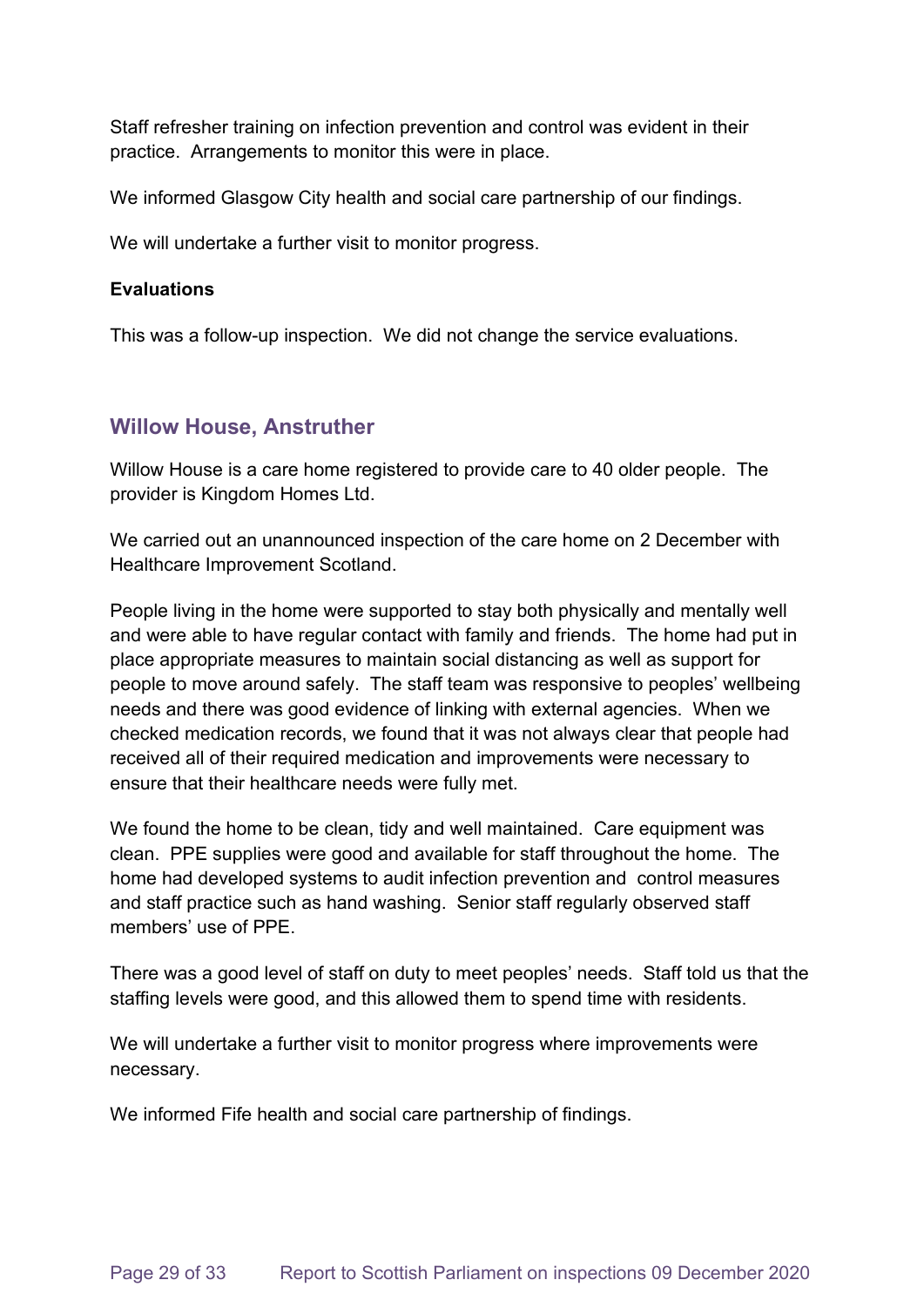Staff refresher training on infection prevention and control was evident in their practice. Arrangements to monitor this were in place.

We informed Glasgow City health and social care partnership of our findings.

We will undertake a further visit to monitor progress.

**Evaluations**

This was a follow-up inspection. We did not change the service evaluations.

## Willow House, Anstruther

Willow House is a care home registered to provide care to 40 older people. The provider is Kingdom Homes Ltd.

We carried out an unannounced inspection of the care home on 2 December with Healthcare Improvement Scotland.

People living in the home were supported to stay both physically and mentally well and were able to have regular contact with family and friends. The home had put in place appropriate measures to maintain social distancing as well as support for people to move around safely. The staff team was responsive to peoples' wellbeing needs and there was good evidence of linking with external agencies. When we checked medication records, we found that it was not always clear that people had received all of their required medication and improvements were necessary to ensure that their healthcare needs were fully met.

We found the home to be clean, tidy and well maintained. Care equipment was clean. PPE supplies were good and available for staff throughout the home. The home had developed systems to audit infection prevention and control measures and staff practice such as hand washing. Senior staff regularly observed staff members' use of PPE.

There was a good level of staff on duty to meet peoples' needs. Staff told us that the staffing levels were good, and this allowed them to spend time with residents.

We will undertake a further visit to monitor progress where improvements were necessary.

We informed Fife health and social care partnership of findings.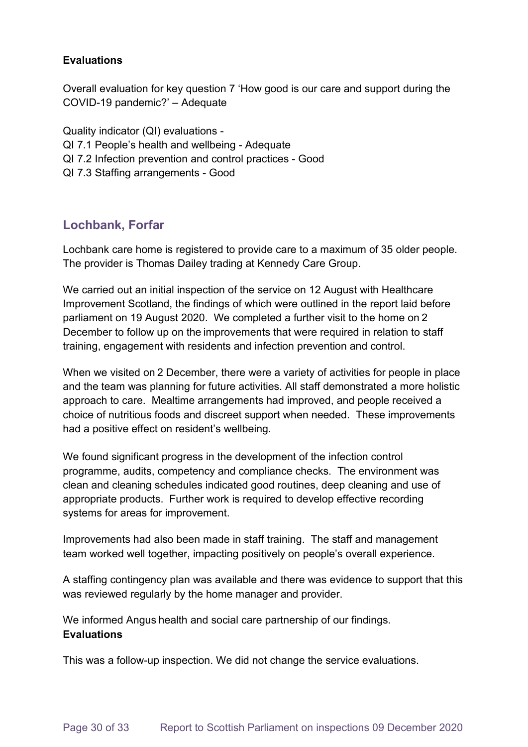**Evaluations**

Overall evaluation for key question 7 'How good is our care and support during the COVID-19 pandemic?' – Adequate

Quality indicator (QI) evaluations -
QI 7.1 People's health and wellbeing - Adequate
QI 7.2 Infection prevention and control practices - Good
QI 7.3 Staffing arrangements - Good

## Lochbank, Forfar

Lochbank care home is registered to provide care to a maximum of 35 older people. The provider is Thomas Dailey trading at Kennedy Care Group.

We carried out an initial inspection of the service on 12 August with Healthcare Improvement Scotland, the findings of which were outlined in the report laid before parliament on 19 August 2020. We completed a further visit to the home on 2 December to follow up on the improvements that were required in relation to staff training, engagement with residents and infection prevention and control.

When we visited on 2 December, there were a variety of activities for people in place and the team was planning for future activities. All staff demonstrated a more holistic approach to care. Mealtime arrangements had improved, and people received a choice of nutritious foods and discreet support when needed. These improvements had a positive effect on resident's wellbeing.

We found significant progress in the development of the infection control programme, audits, competency and compliance checks. The environment was clean and cleaning schedules indicated good routines, deep cleaning and use of appropriate products. Further work is required to develop effective recording systems for areas for improvement.

Improvements had also been made in staff training. The staff and management team worked well together, impacting positively on people's overall experience.

A staffing contingency plan was available and there was evidence to support that this was reviewed regularly by the home manager and provider.

We informed Angus health and social care partnership of our findings.

**Evaluations**

This was a follow-up inspection. We did not change the service evaluations.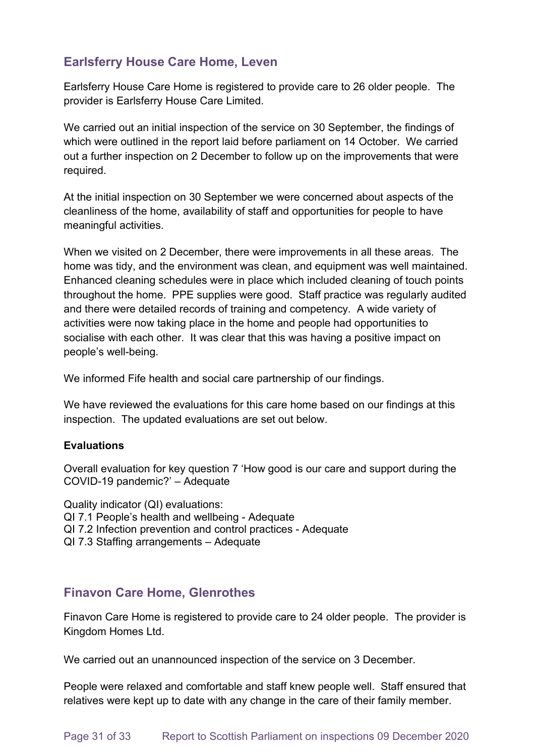## Earlsferry House Care Home, Leven

Earlsferry House Care Home is registered to provide care to 26 older people. The provider is Earlsferry House Care Limited.

We carried out an initial inspection of the service on 30 September, the findings of which were outlined in the report laid before parliament on 14 October. We carried out a further inspection on 2 December to follow up on the improvements that were required.

At the initial inspection on 30 September we were concerned about aspects of the cleanliness of the home, availability of staff and opportunities for people to have meaningful activities.

When we visited on 2 December, there were improvements in all these areas. The home was tidy, and the environment was clean, and equipment was well maintained. Enhanced cleaning schedules were in place which included cleaning of touch points throughout the home. PPE supplies were good. Staff practice was regularly audited and there were detailed records of training and competency. A wide variety of activities were now taking place in the home and people had opportunities to socialise with each other. It was clear that this was having a positive impact on people's well-being.

We informed Fife health and social care partnership of our findings.

We have reviewed the evaluations for this care home based on our findings at this inspection. The updated evaluations are set out below.

**Evaluations**

Overall evaluation for key question 7 'How good is our care and support during the COVID-19 pandemic?' – Adequate

Quality indicator (QI) evaluations:
QI 7.1 People's health and wellbeing - Adequate
QI 7.2 Infection prevention and control practices - Adequate
QI 7.3 Staffing arrangements – Adequate

## Finavon Care Home, Glenrothes

Finavon Care Home is registered to provide care to 24 older people. The provider is Kingdom Homes Ltd.

We carried out an unannounced inspection of the service on 3 December.

People were relaxed and comfortable and staff knew people well. Staff ensured that relatives were kept up to date with any change in the care of their family member.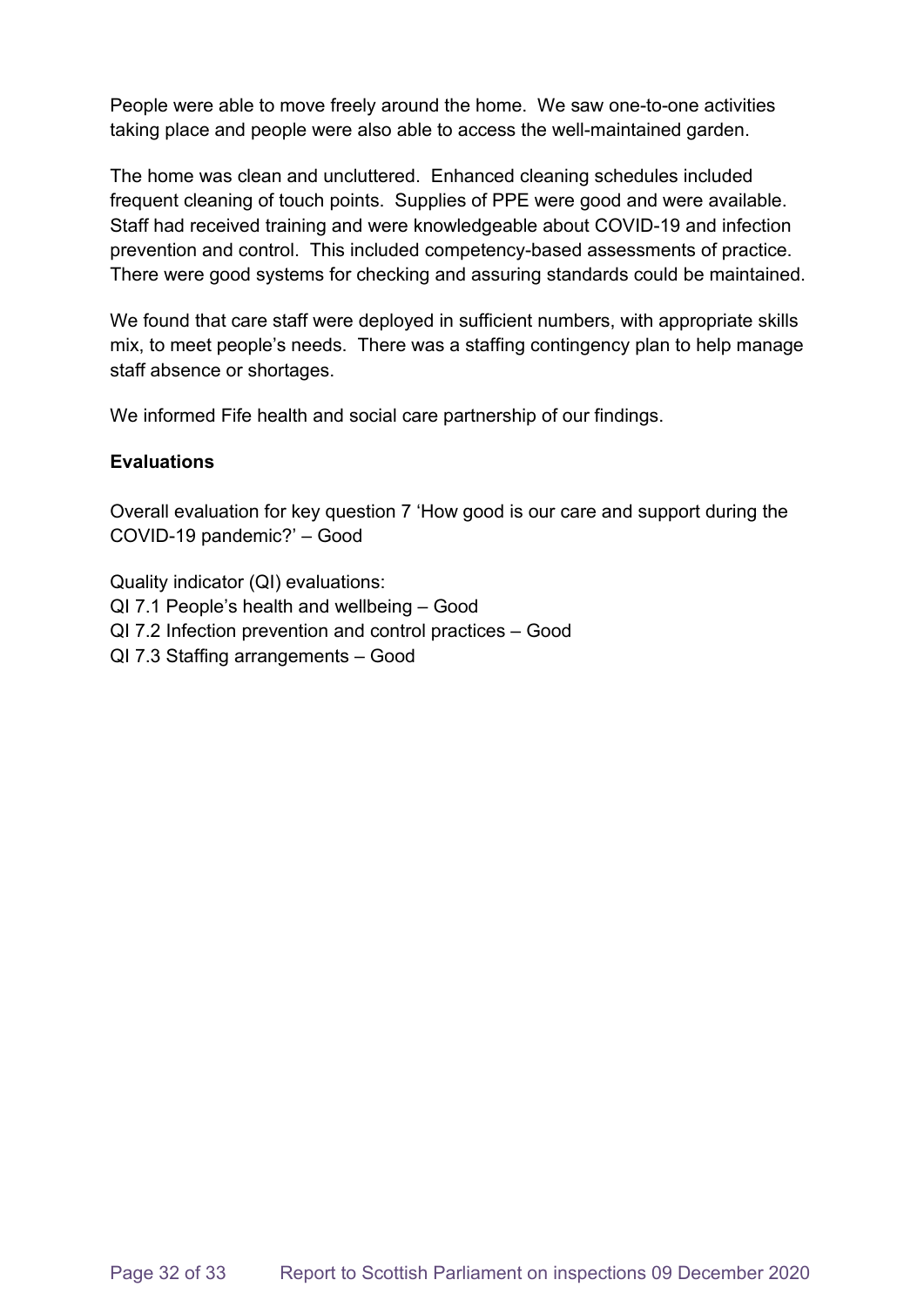People were able to move freely around the home. We saw one-to-one activities taking place and people were also able to access the well-maintained garden.

The home was clean and uncluttered. Enhanced cleaning schedules included frequent cleaning of touch points. Supplies of PPE were good and were available. Staff had received training and were knowledgeable about COVID-19 and infection prevention and control. This included competency-based assessments of practice. There were good systems for checking and assuring standards could be maintained.

We found that care staff were deployed in sufficient numbers, with appropriate skills mix, to meet people's needs. There was a staffing contingency plan to help manage staff absence or shortages.

We informed Fife health and social care partnership of our findings.

**Evaluations**

Overall evaluation for key question 7 'How good is our care and support during the COVID-19 pandemic?' – Good

Quality indicator (QI) evaluations:
QI 7.1 People's health and wellbeing – Good
QI 7.2 Infection prevention and control practices – Good
QI 7.3 Staffing arrangements – Good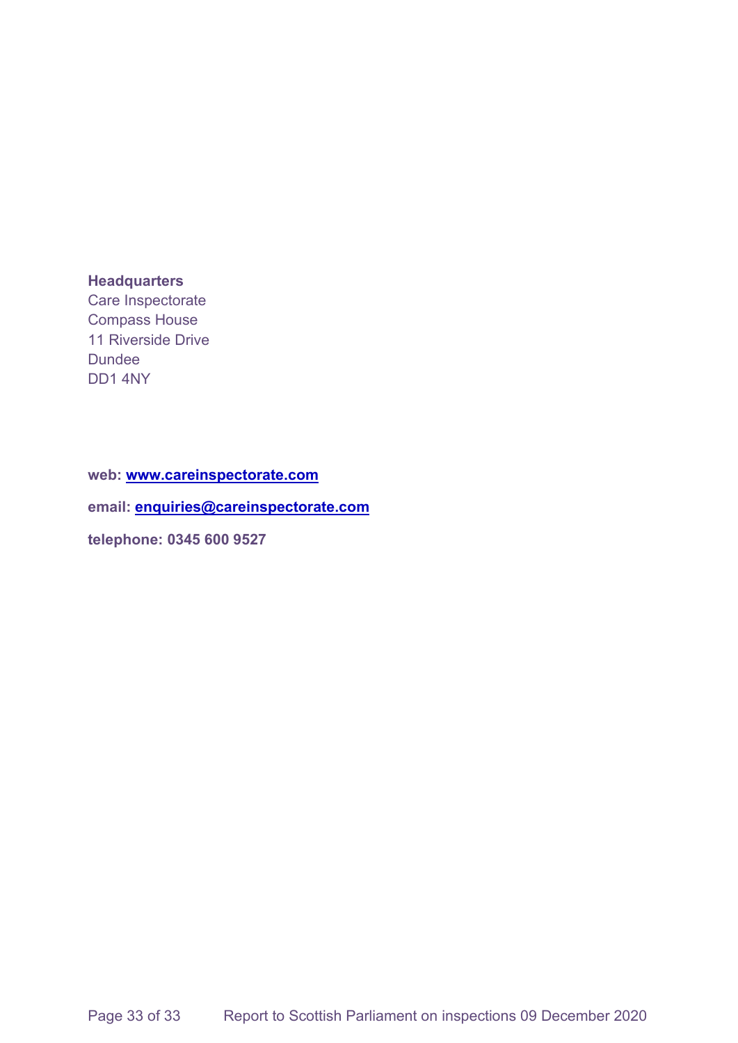**Headquarters**
Care Inspectorate
Compass House
11 Riverside Drive
Dundee
DD1 4NY

**web: [www.careinspectorate.com](http://www.careinspectorate.com)**

**email: [enquiries@careinspectorate.com](mailto:enquiries@careinspectorate.com)**

**telephone: 0345 600 9527**